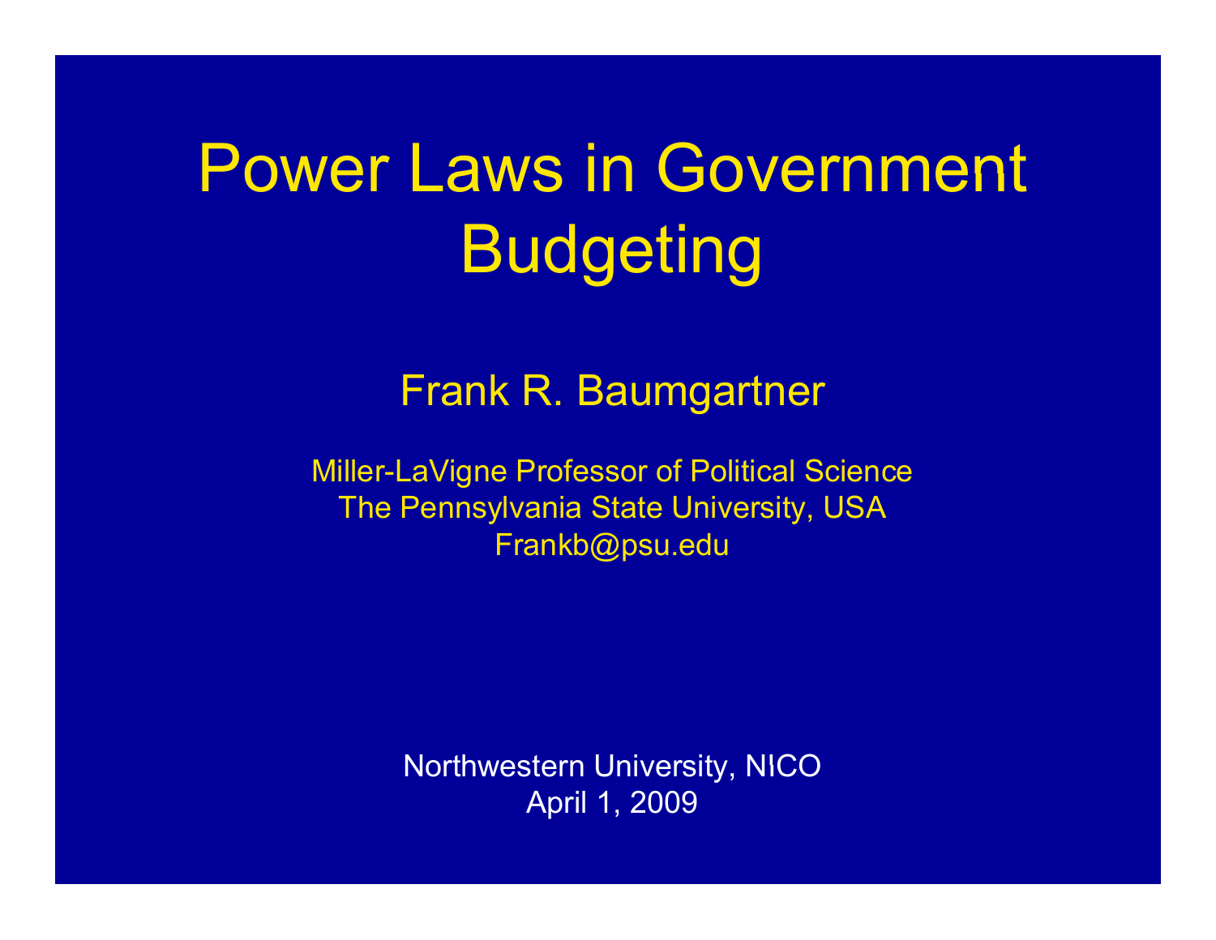# Power Laws in Government Budgeting

Frank R. Baumgartner

Miller-LaVigne Professor of Political Science
The Pennsylvania State University, USA
Frankb@psu.edu

Northwestern University, NICO
April 1, 2009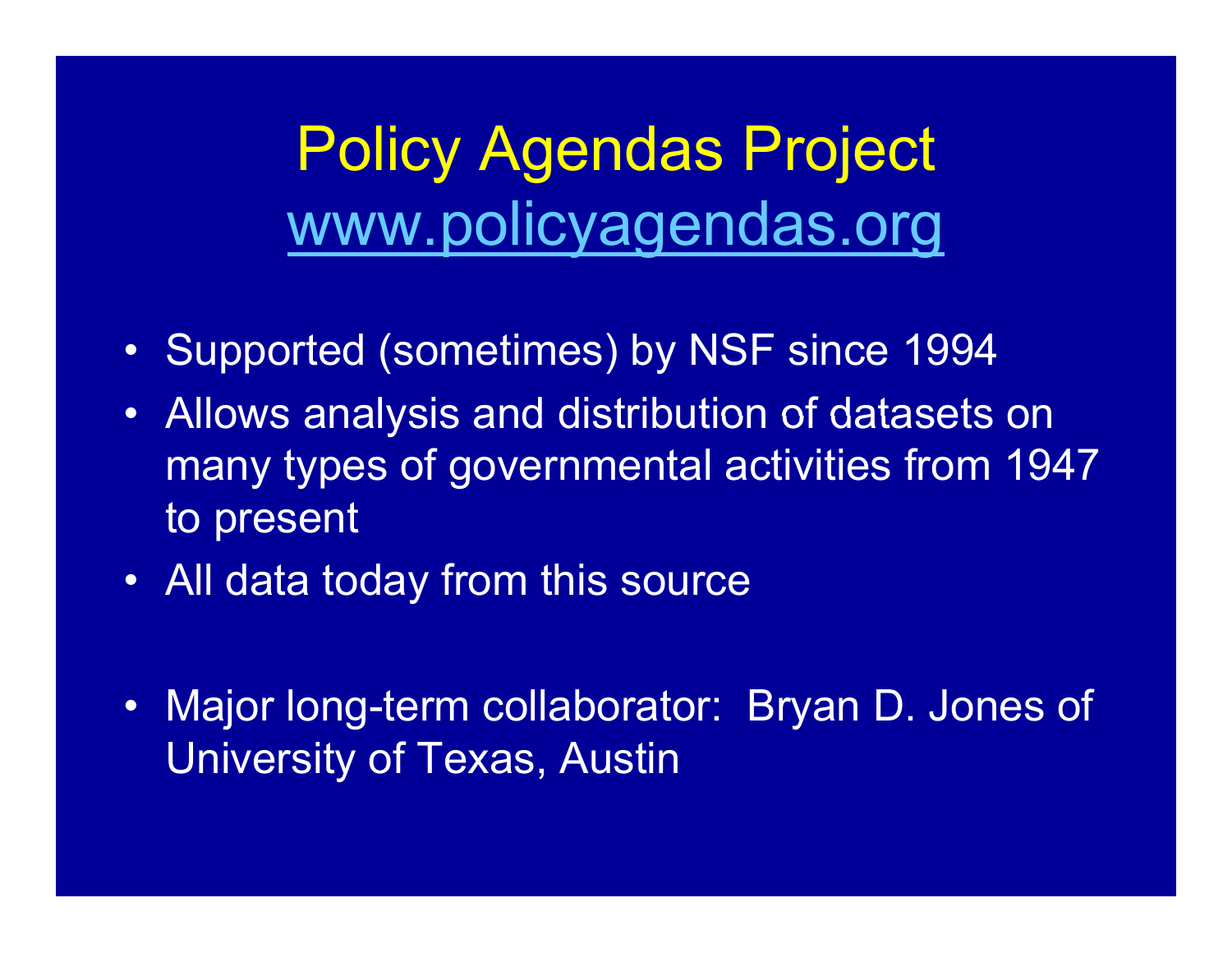# Policy Agendas Project
## [www.policyagendas.org](http://www.policyagendas.org)

- Supported (sometimes) by NSF since 1994
- Allows analysis and distribution of datasets on many types of governmental activities from 1947 to present
- All data today from this source

- Major long-term collaborator: Bryan D. Jones of University of Texas, Austin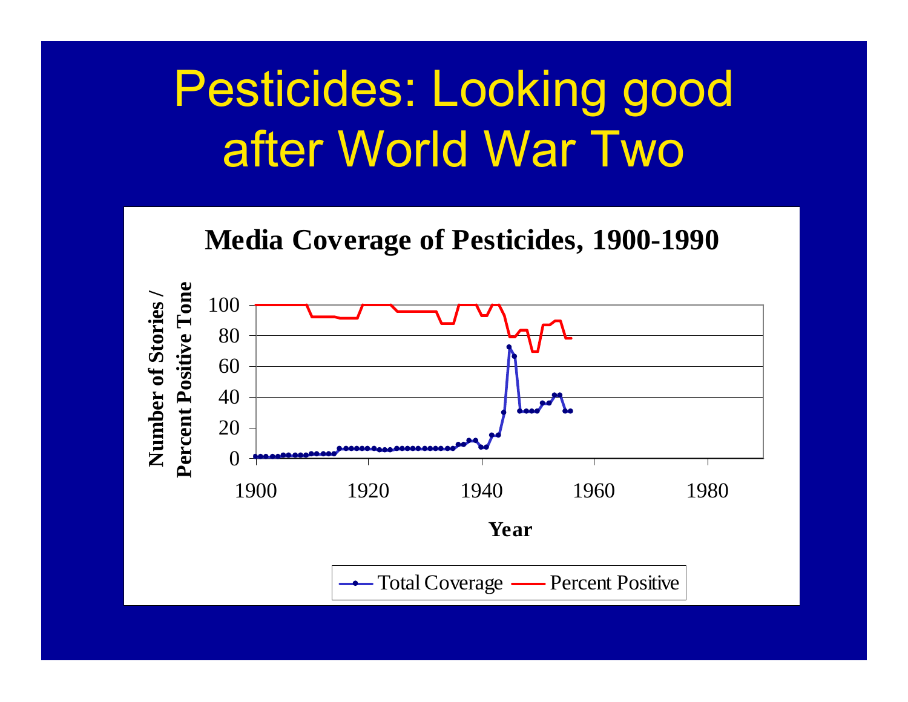# Pesticides: Looking good after World War Two

**Media Coverage of Pesticides, 1900-1990**

Number of Stories / Percent Positive Tone

100
80
60
40
20
0

1900 1920 1940 1960 1980

**Year**

Total Coverage — Percent Positive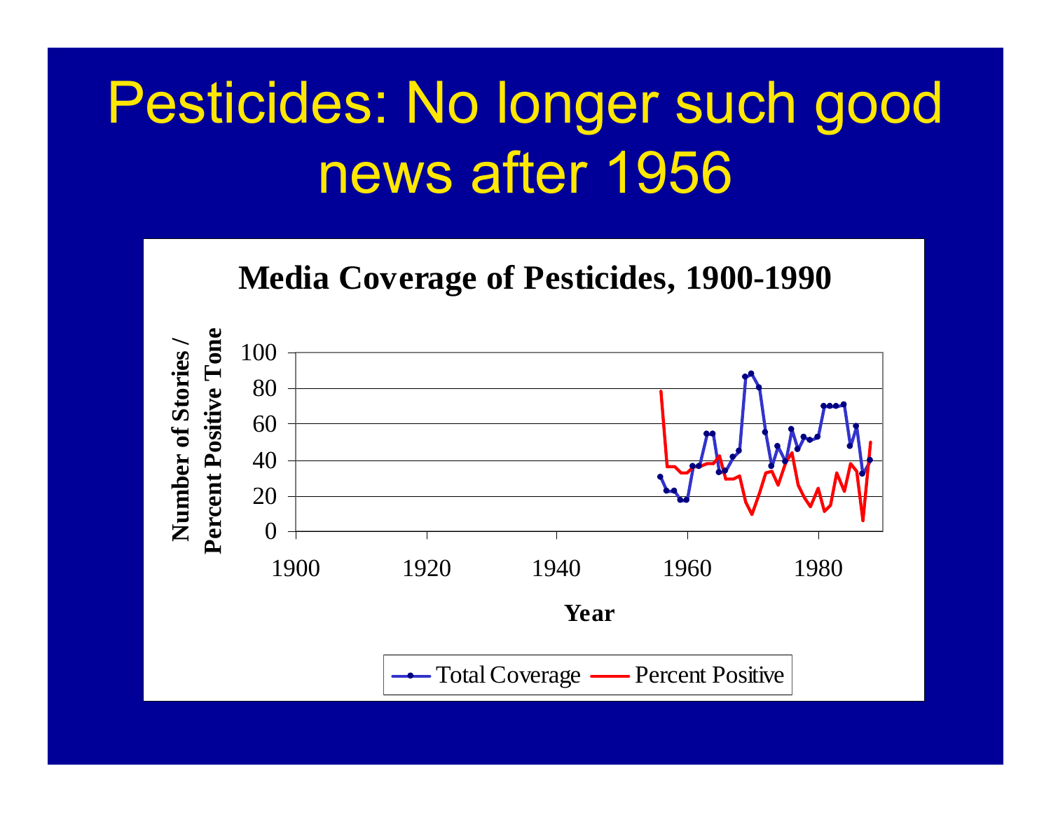# Pesticides: No longer such good news after 1956

**Media Coverage of Pesticides, 1900-1990**

Number of Stories / Percent Positive Tone

100
80
60
40
20
0

1900 1920 1940 1960 1980

**Year**

Total Coverage — Percent Positive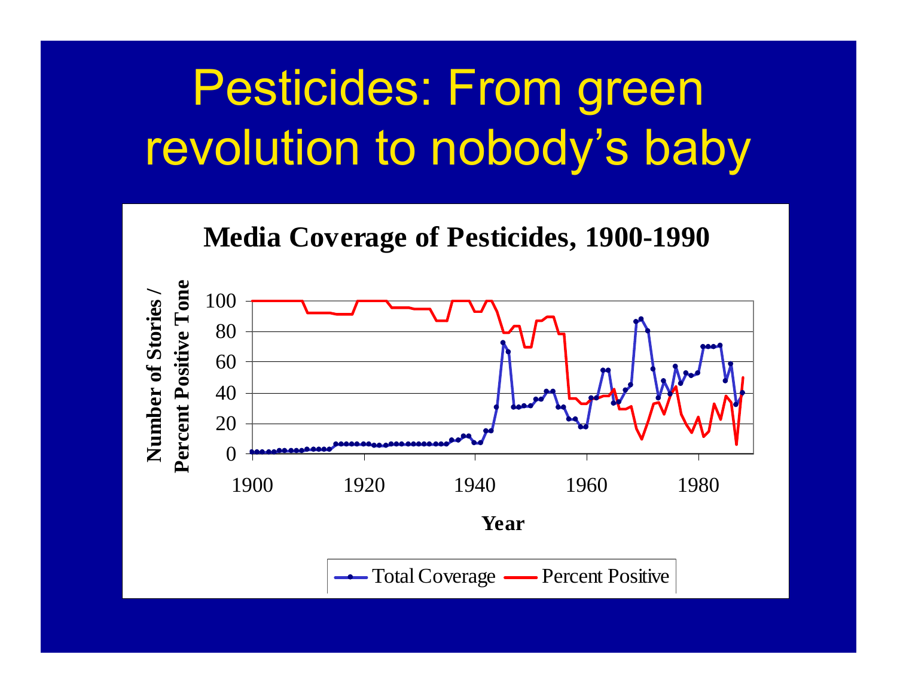# Pesticides: From green revolution to nobody's baby

**Media Coverage of Pesticides, 1900-1990**

Number of Stories / Percent Positive Tone

Year

Total Coverage — Percent Positive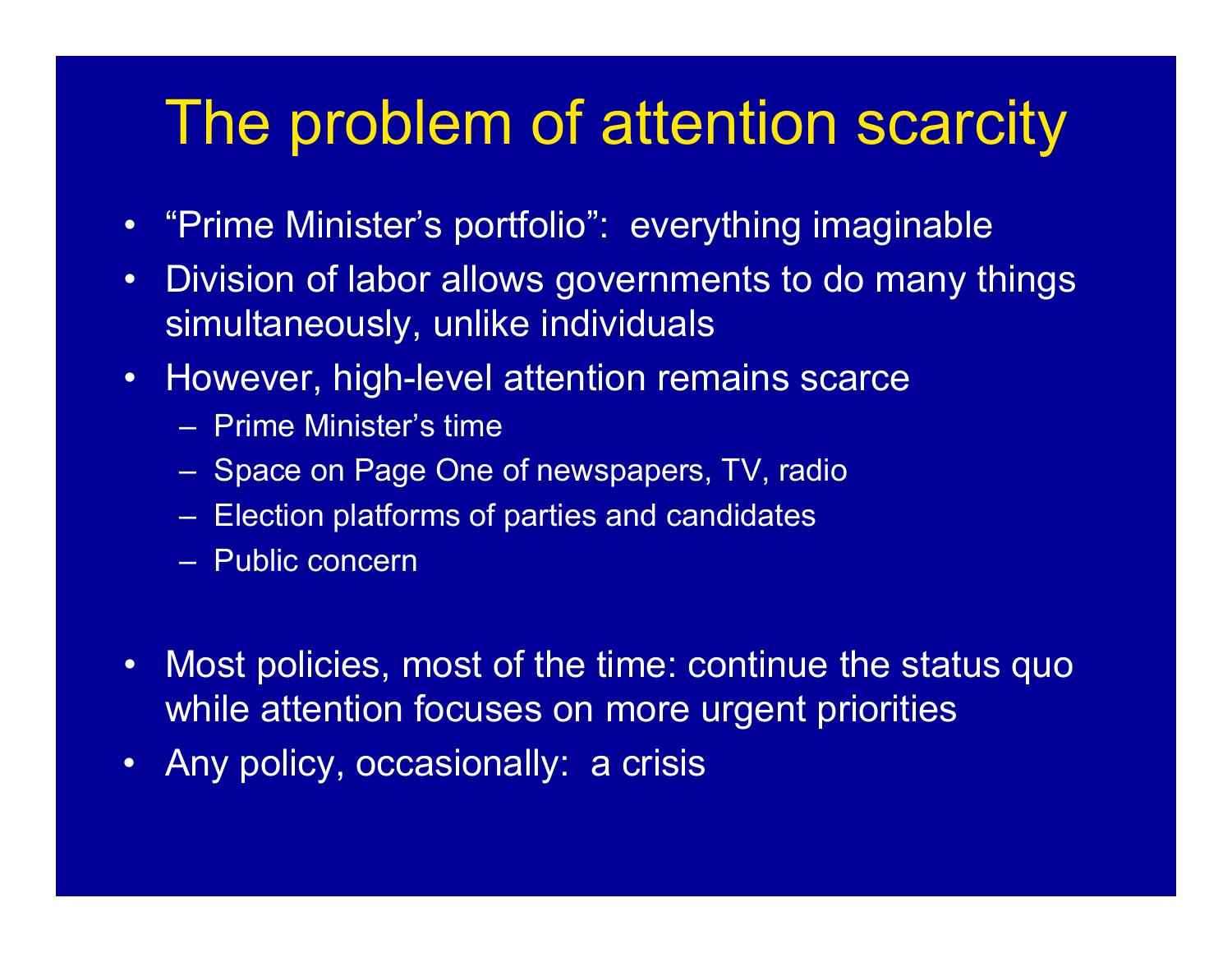# The problem of attention scarcity

- "Prime Minister's portfolio": everything imaginable
- Division of labor allows governments to do many things simultaneously, unlike individuals
- However, high-level attention remains scarce
  - Prime Minister's time
  - Space on Page One of newspapers, TV, radio
  - Election platforms of parties and candidates
  - Public concern
- Most policies, most of the time: continue the status quo while attention focuses on more urgent priorities
- Any policy, occasionally: a crisis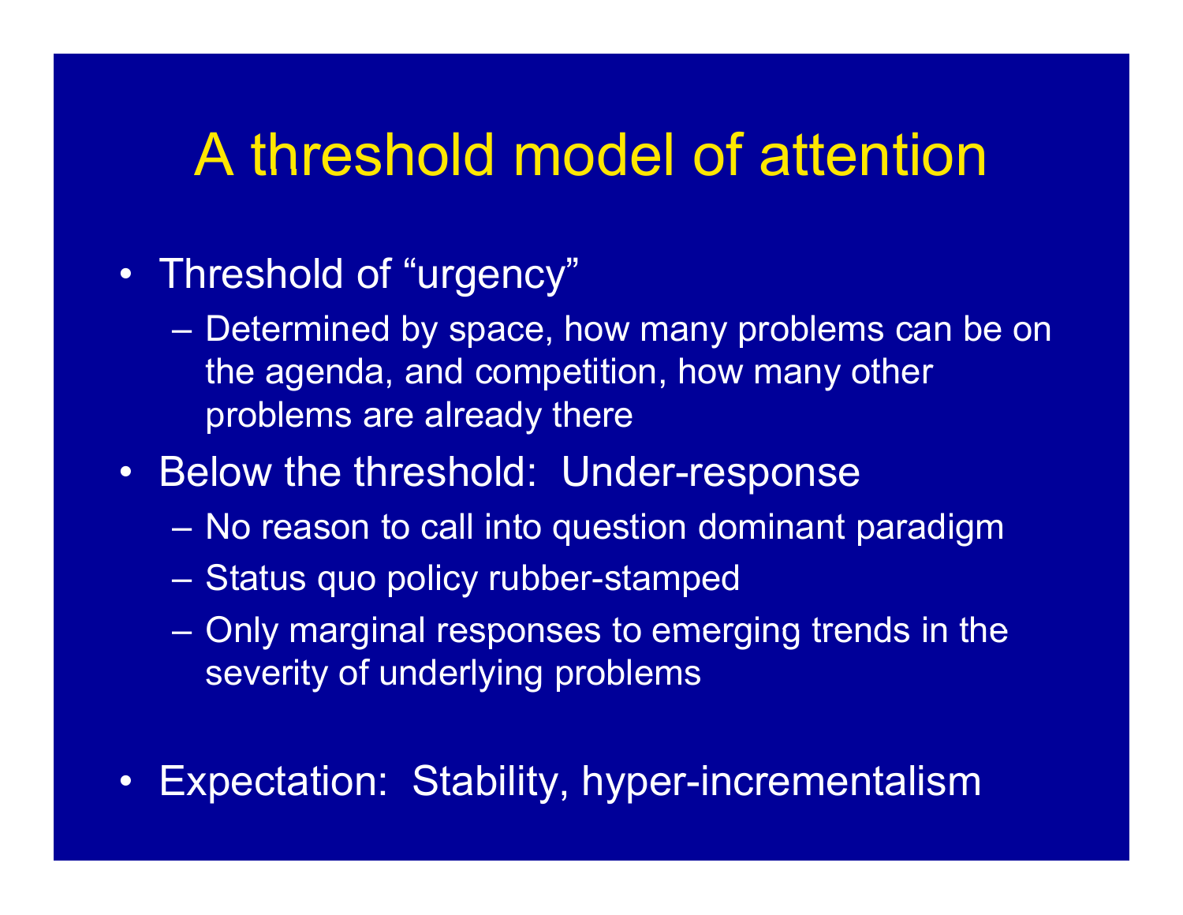# A threshold model of attention

- Threshold of “urgency”
  - Determined by space, how many problems can be on the agenda, and competition, how many other problems are already there
- Below the threshold: Under-response
  - No reason to call into question dominant paradigm
  - Status quo policy rubber-stamped
  - Only marginal responses to emerging trends in the severity of underlying problems
- Expectation: Stability, hyper-incrementalism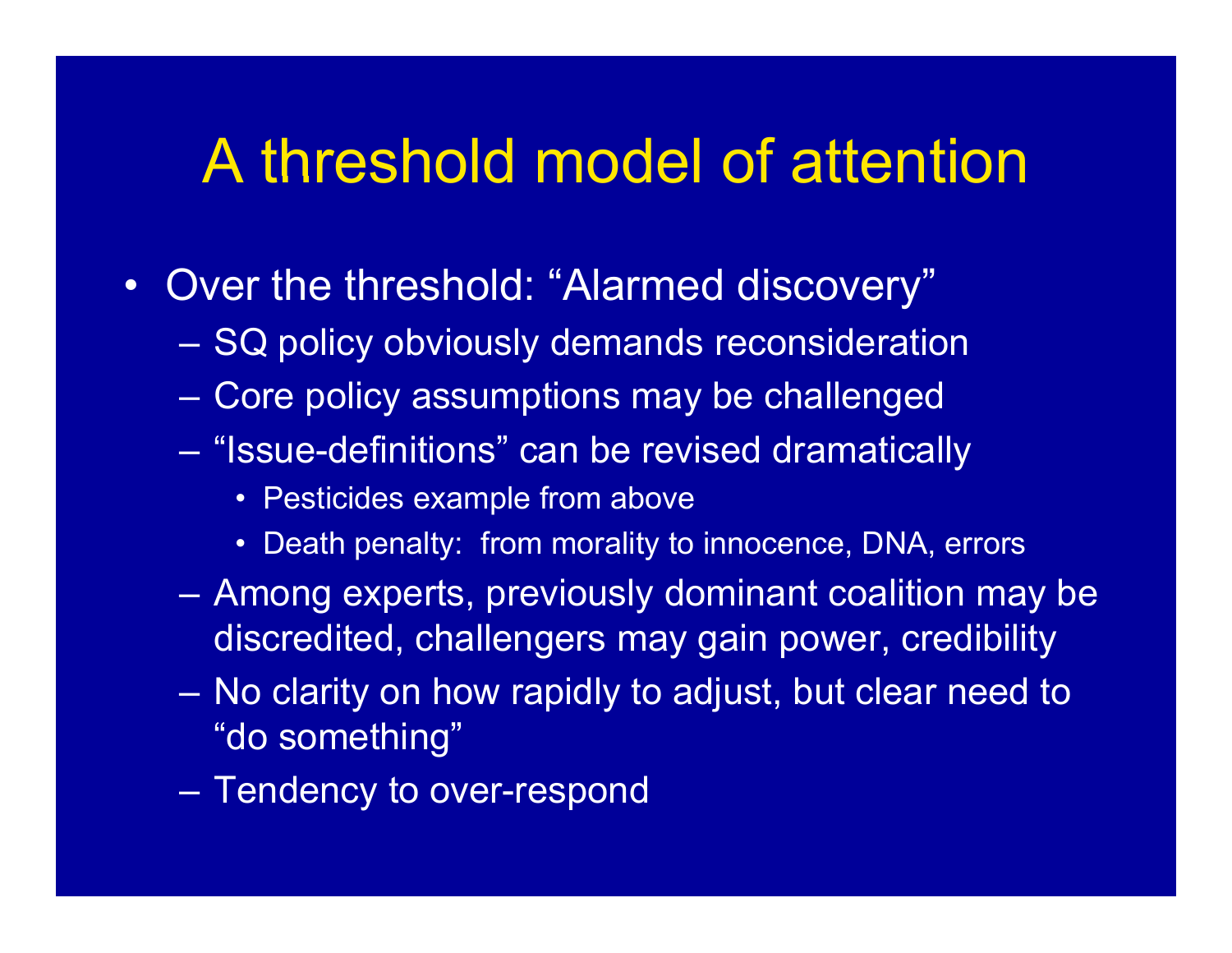# A threshold model of attention

- Over the threshold: “Alarmed discovery”
  - SQ policy obviously demands reconsideration
  - Core policy assumptions may be challenged
  - “Issue-definitions” can be revised dramatically
    - Pesticides example from above
    - Death penalty: from morality to innocence, DNA, errors
  - Among experts, previously dominant coalition may be discredited, challengers may gain power, credibility
  - No clarity on how rapidly to adjust, but clear need to “do something”
  - Tendency to over-respond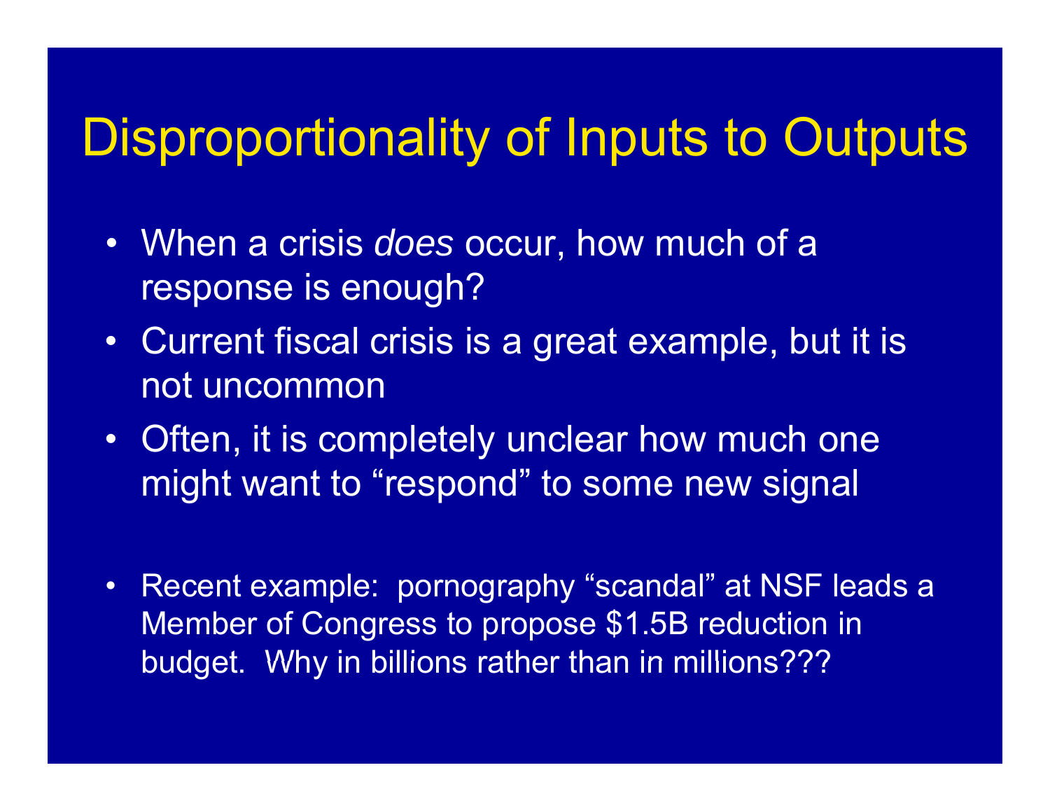# Disproportionality of Inputs to Outputs

- When a crisis *does* occur, how much of a response is enough?
- Current fiscal crisis is a great example, but it is not uncommon
- Often, it is completely unclear how much one might want to “respond” to some new signal

- Recent example: pornography “scandal” at NSF leads a Member of Congress to propose $1.5B reduction in budget. Why in billions rather than in millions???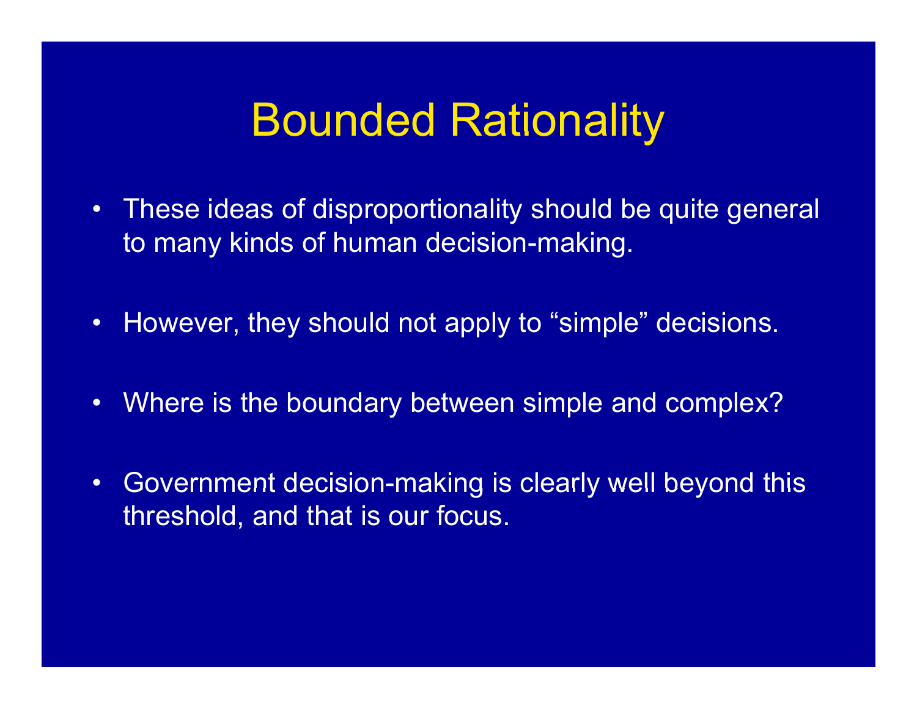# Bounded Rationality

- These ideas of disproportionality should be quite general to many kinds of human decision-making.
- However, they should not apply to “simple” decisions.
- Where is the boundary between simple and complex?
- Government decision-making is clearly well beyond this threshold, and that is our focus.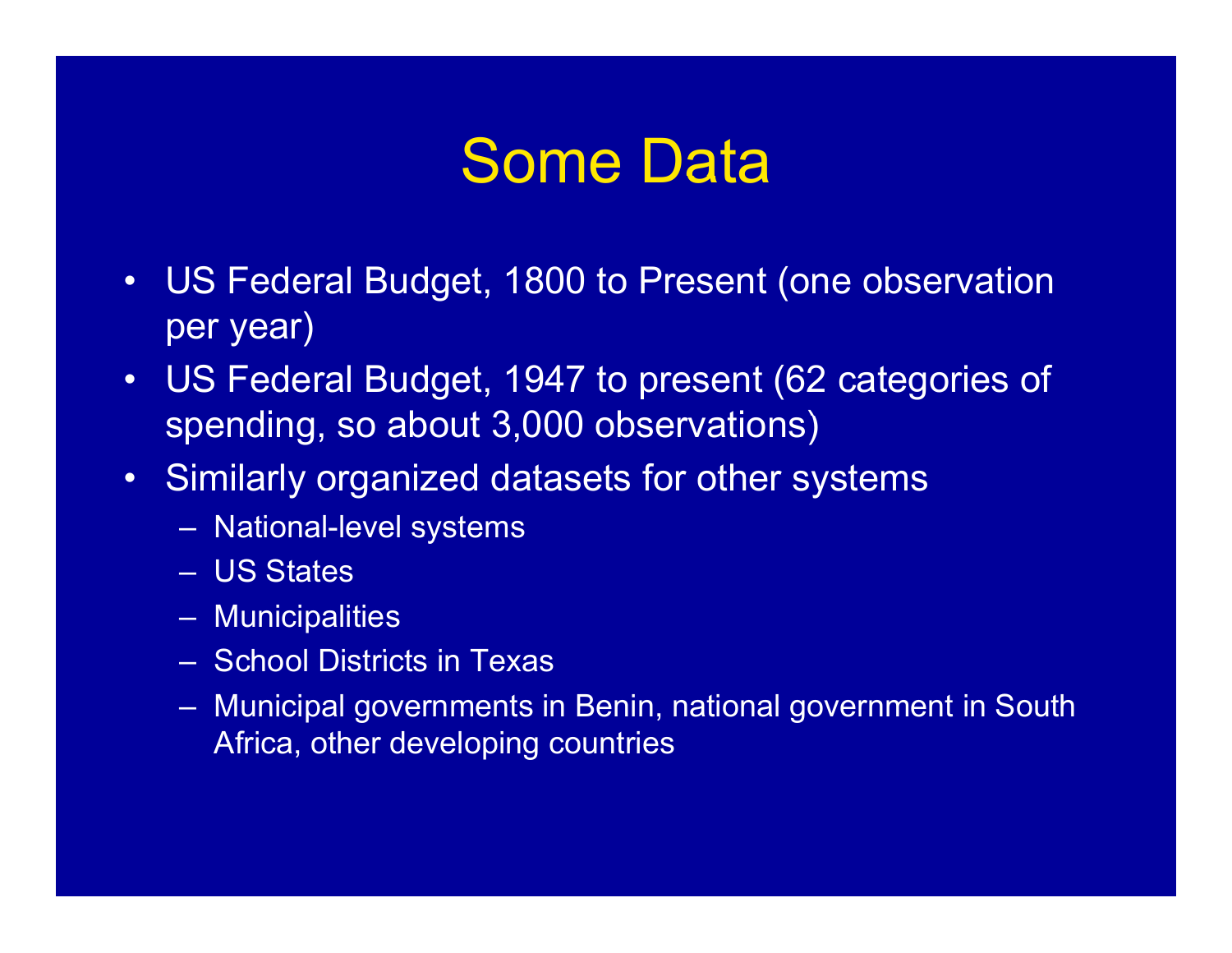# Some Data

- US Federal Budget, 1800 to Present (one observation per year)
- US Federal Budget, 1947 to present (62 categories of spending, so about 3,000 observations)
- Similarly organized datasets for other systems
  - National-level systems
  - US States
  - Municipalities
  - School Districts in Texas
  - Municipal governments in Benin, national government in South Africa, other developing countries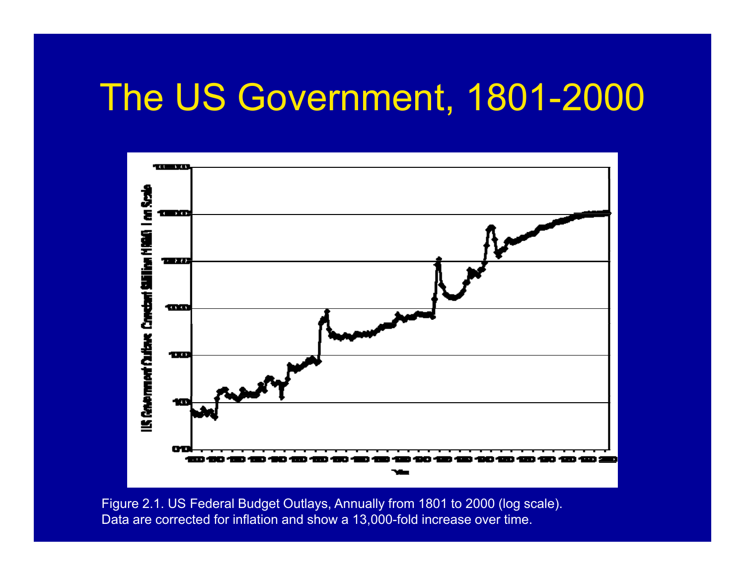# The US Government, 1801-2000

Figure 2.1. US Federal Budget Outlays, Annually from 1801 to 2000 (log scale). Data are corrected for inflation and show a 13,000-fold increase over time.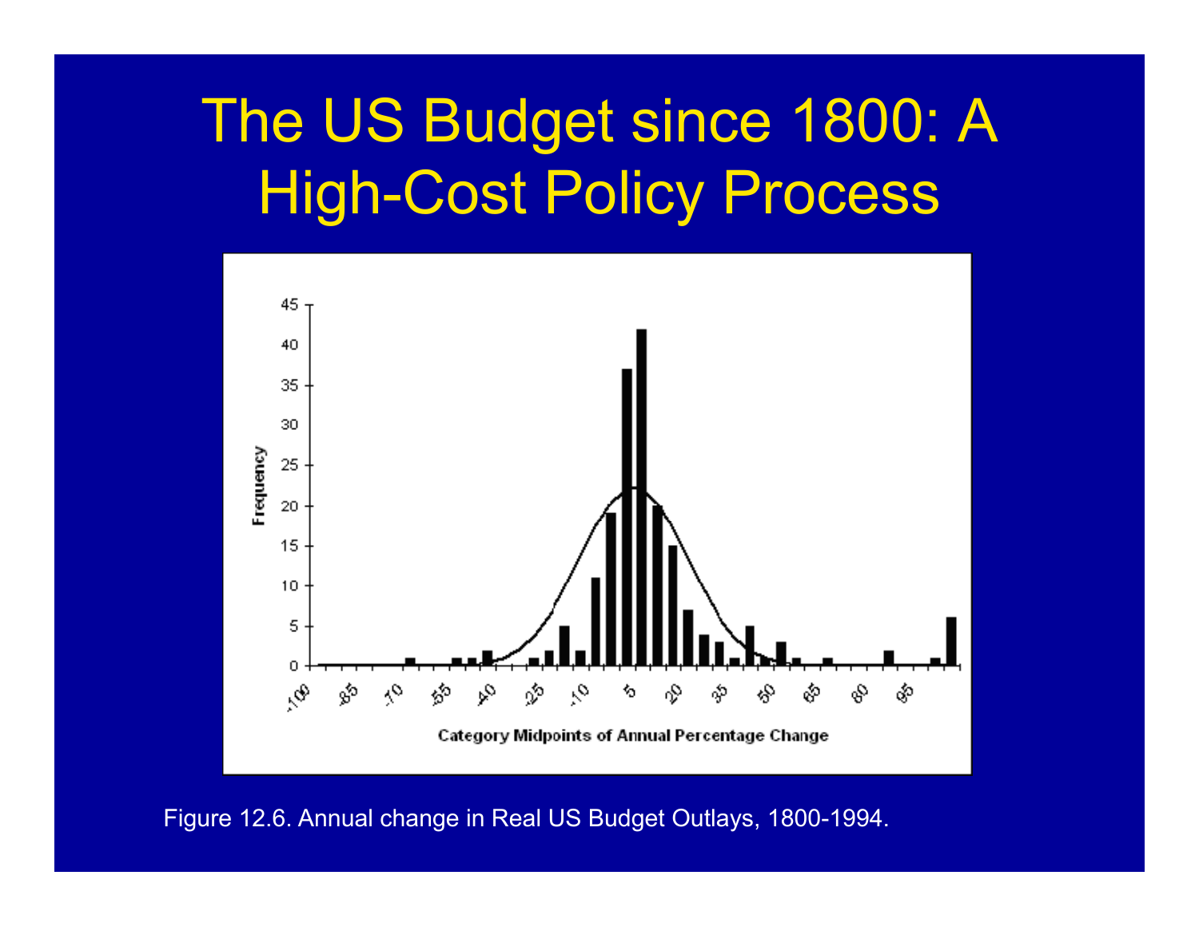# The US Budget since 1800: A High-Cost Policy Process

Figure 12.6. Annual change in Real US Budget Outlays, 1800-1994.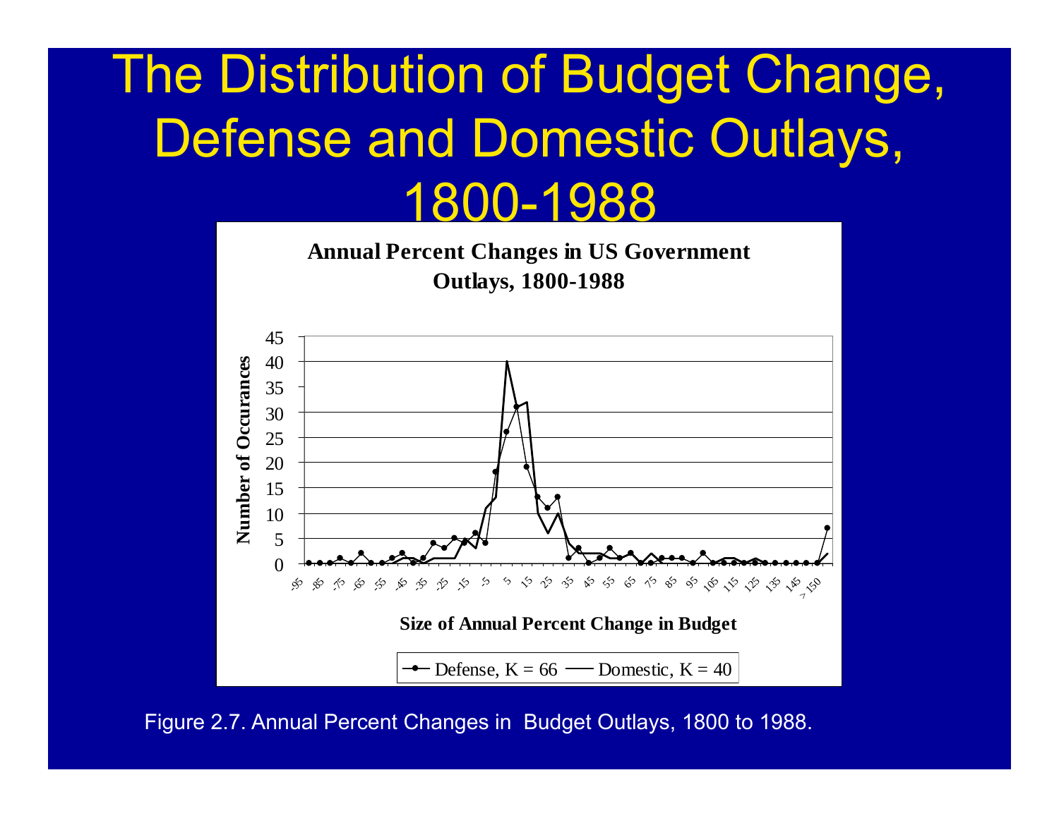# The Distribution of Budget Change, Defense and Domestic Outlays, 1800-1988

**Annual Percent Changes in US Government Outlays, 1800-1988**

Figure 2.7. Annual Percent Changes in Budget Outlays, 1800 to 1988.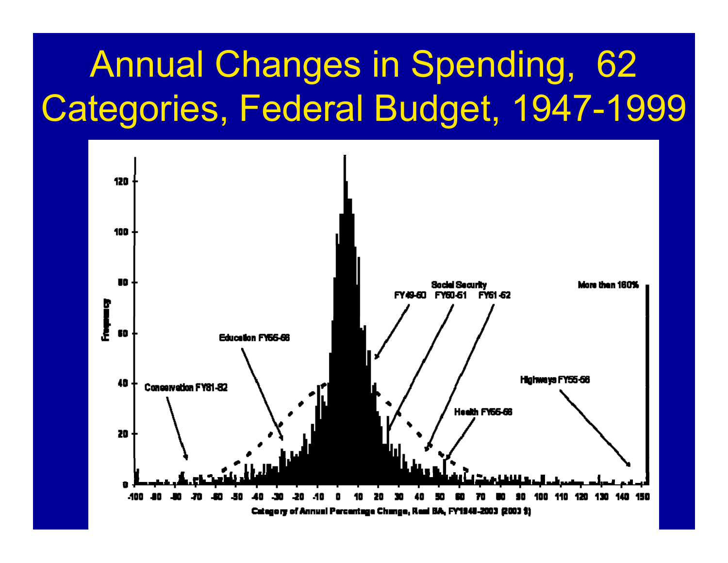# Annual Changes in Spending, 62 Categories, Federal Budget, 1947-1999

Conservation FY81-82

Education FY55-56

Social Security

FY49-50 FY50-51 FY51-52

Health FY55-56

Highways FY55-56

More than 150%

Frequency

Category of Annual Percentage Change, Real BA, FY1948-2003 (2003 $)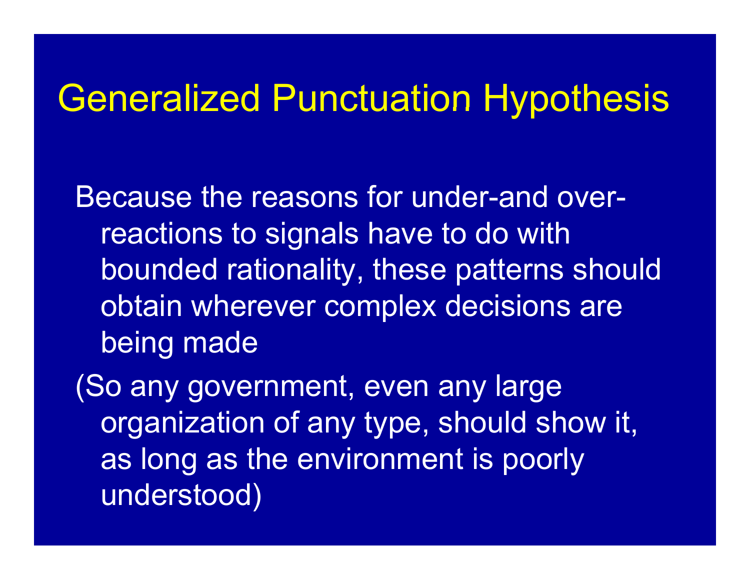# Generalized Punctuation Hypothesis

Because the reasons for under-and over-reactions to signals have to do with bounded rationality, these patterns should obtain wherever complex decisions are being made

(So any government, even any large organization of any type, should show it, as long as the environment is poorly understood)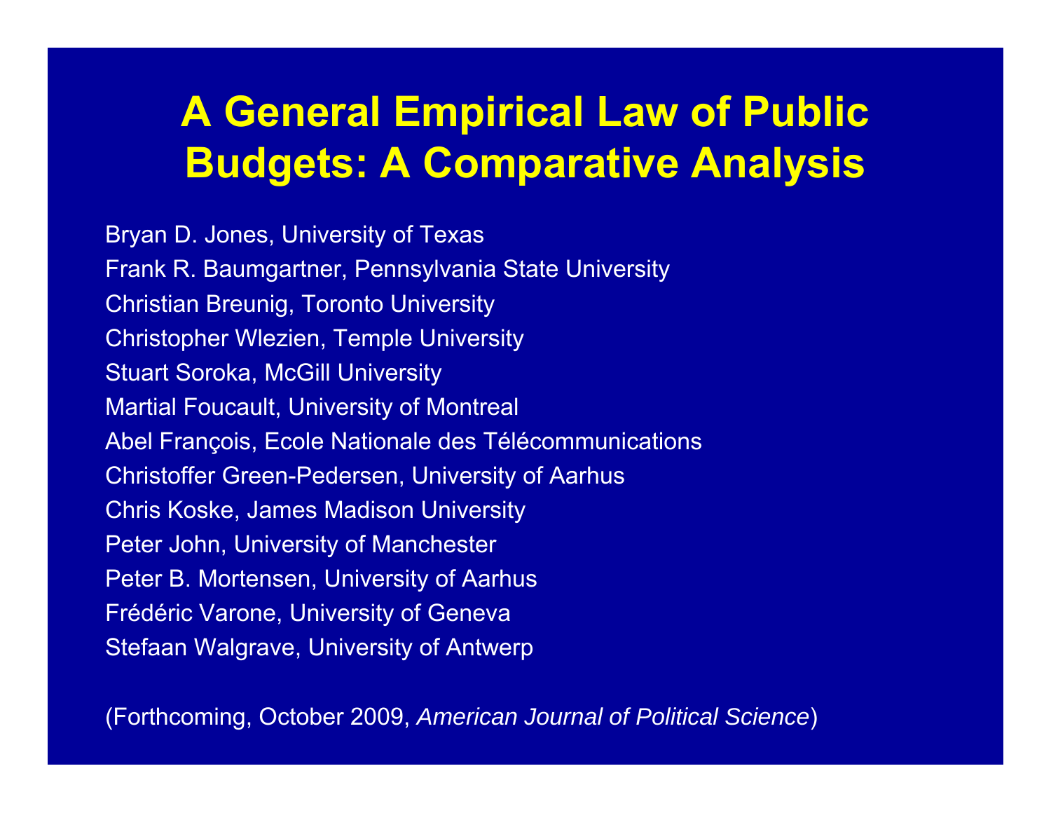# A General Empirical Law of Public Budgets: A Comparative Analysis

Bryan D. Jones, University of Texas
Frank R. Baumgartner, Pennsylvania State University
Christian Breunig, Toronto University
Christopher Wlezien, Temple University
Stuart Soroka, McGill University
Martial Foucault, University of Montreal
Abel François, Ecole Nationale des Télécommunications
Christoffer Green-Pedersen, University of Aarhus
Chris Koske, James Madison University
Peter John, University of Manchester
Peter B. Mortensen, University of Aarhus
Frédéric Varone, University of Geneva
Stefaan Walgrave, University of Antwerp

(Forthcoming, October 2009, *American Journal of Political Science*)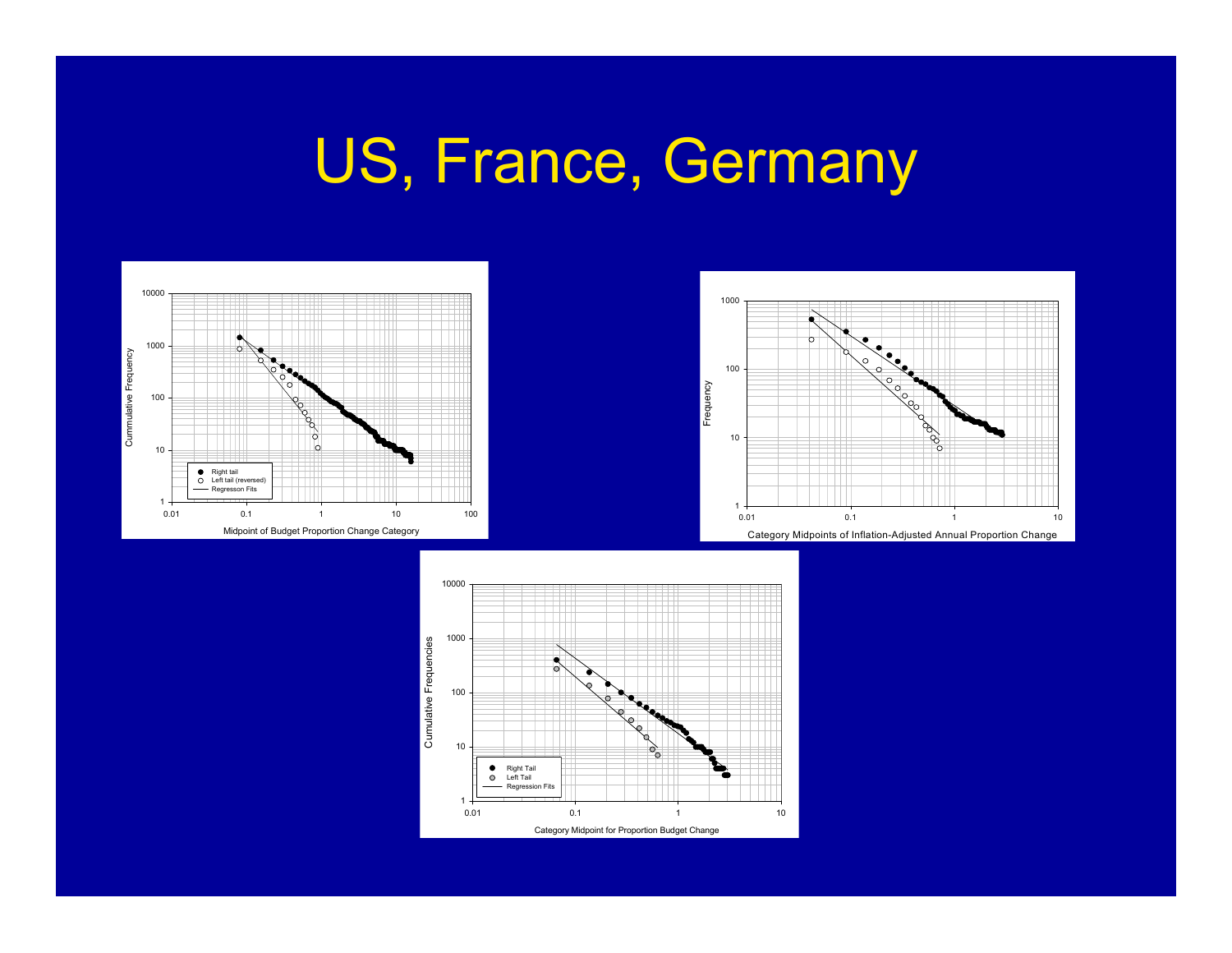# US, France, Germany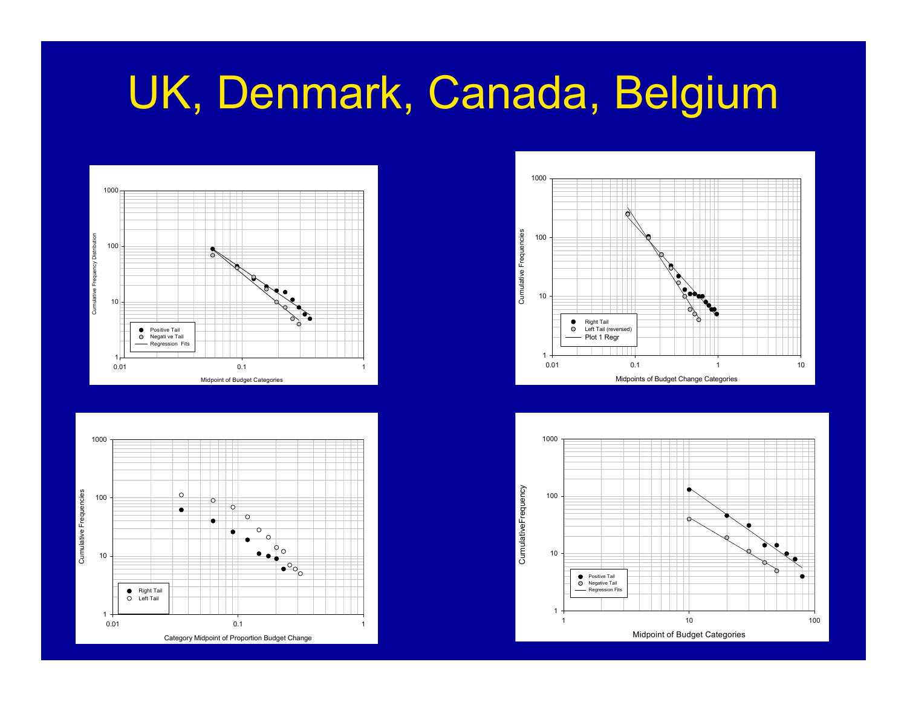# UK, Denmark, Canada, Belgium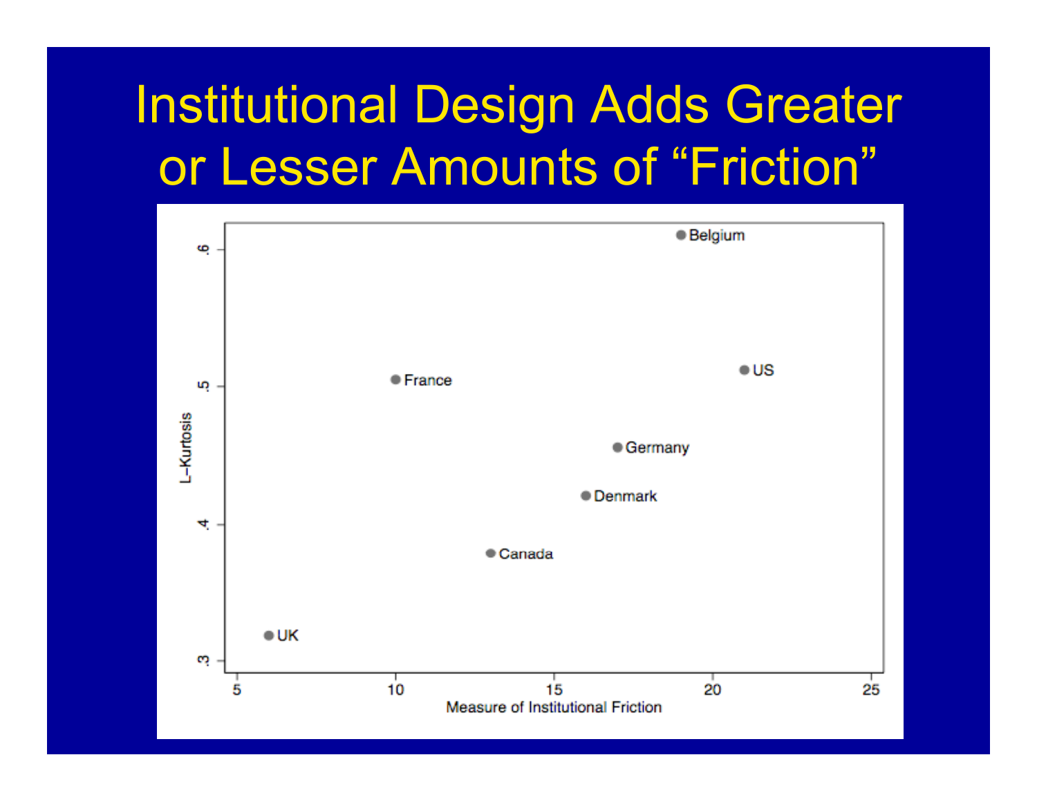# Institutional Design Adds Greater or Lesser Amounts of "Friction"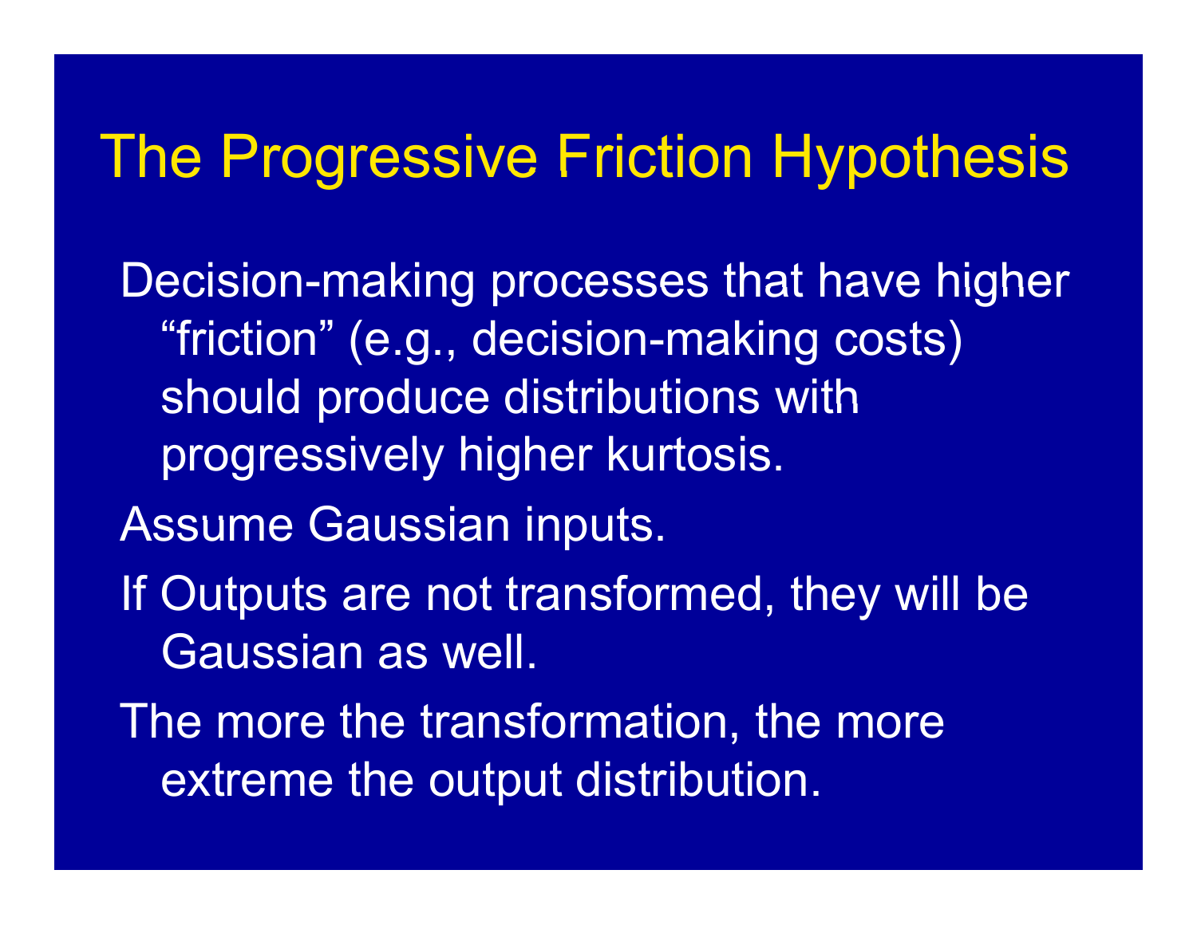# The Progressive Friction Hypothesis

Decision-making processes that have higher "friction" (e.g., decision-making costs) should produce distributions with progressively higher kurtosis.

Assume Gaussian inputs.

If Outputs are not transformed, they will be Gaussian as well.

The more the transformation, the more extreme the output distribution.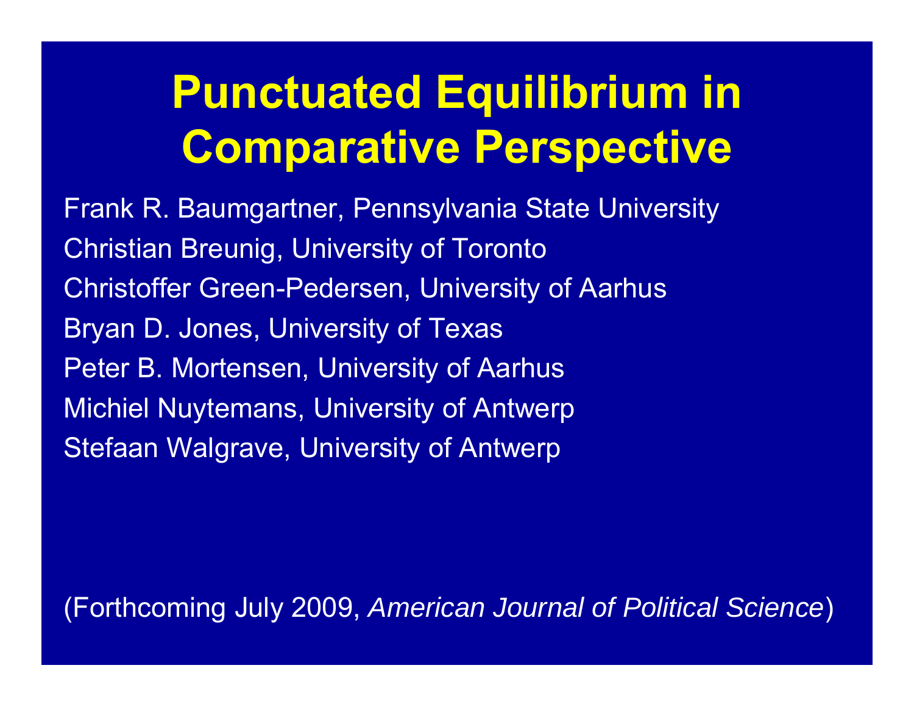# Punctuated Equilibrium in Comparative Perspective

Frank R. Baumgartner, Pennsylvania State University

Christian Breunig, University of Toronto

Christoffer Green-Pedersen, University of Aarhus

Bryan D. Jones, University of Texas

Peter B. Mortensen, University of Aarhus

Michiel Nuytemans, University of Antwerp

Stefaan Walgrave, University of Antwerp

(Forthcoming July 2009, *American Journal of Political Science*)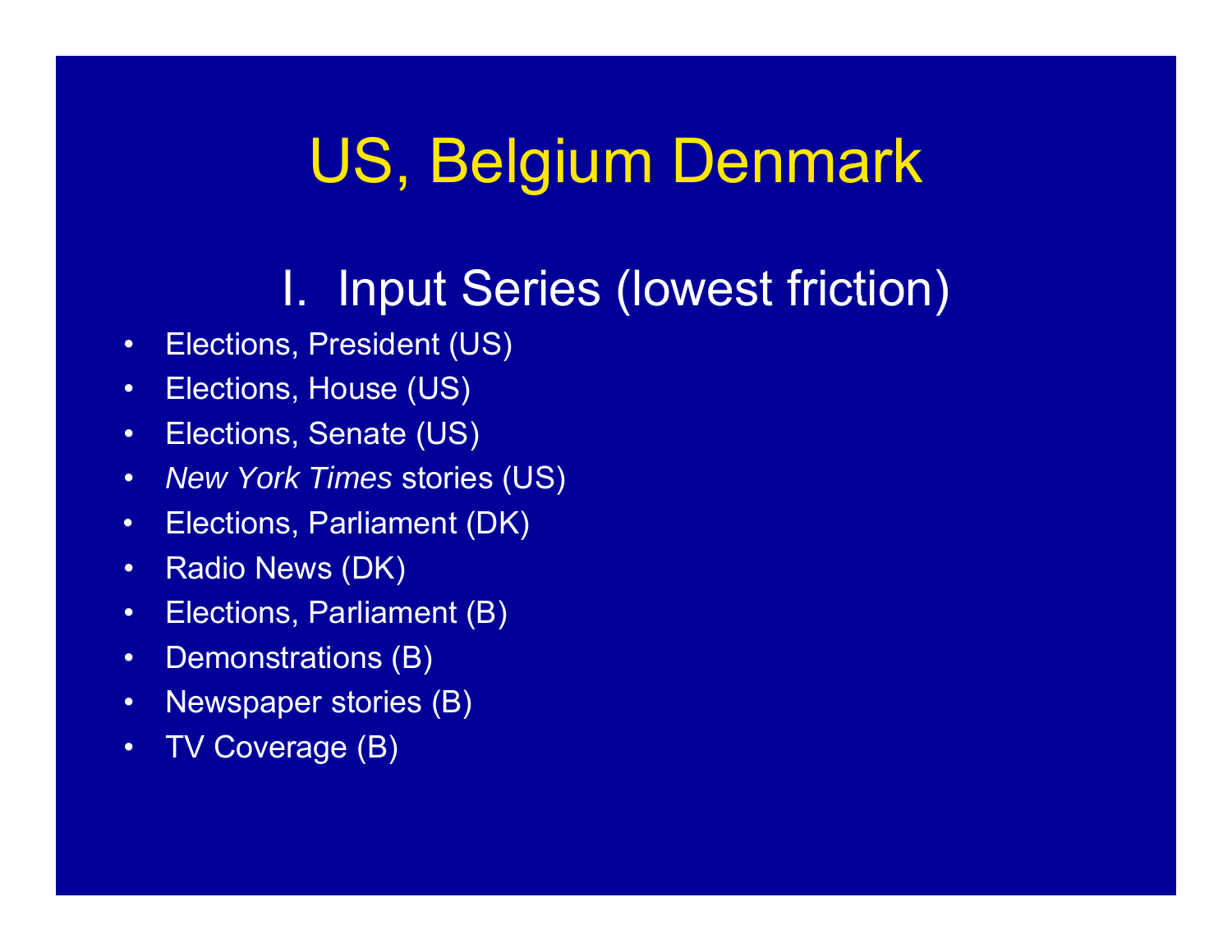# US, Belgium Denmark

## I. Input Series (lowest friction)

- Elections, President (US)
- Elections, House (US)
- Elections, Senate (US)
- *New York Times* stories (US)
- Elections, Parliament (DK)
- Radio News (DK)
- Elections, Parliament (B)
- Demonstrations (B)
- Newspaper stories (B)
- TV Coverage (B)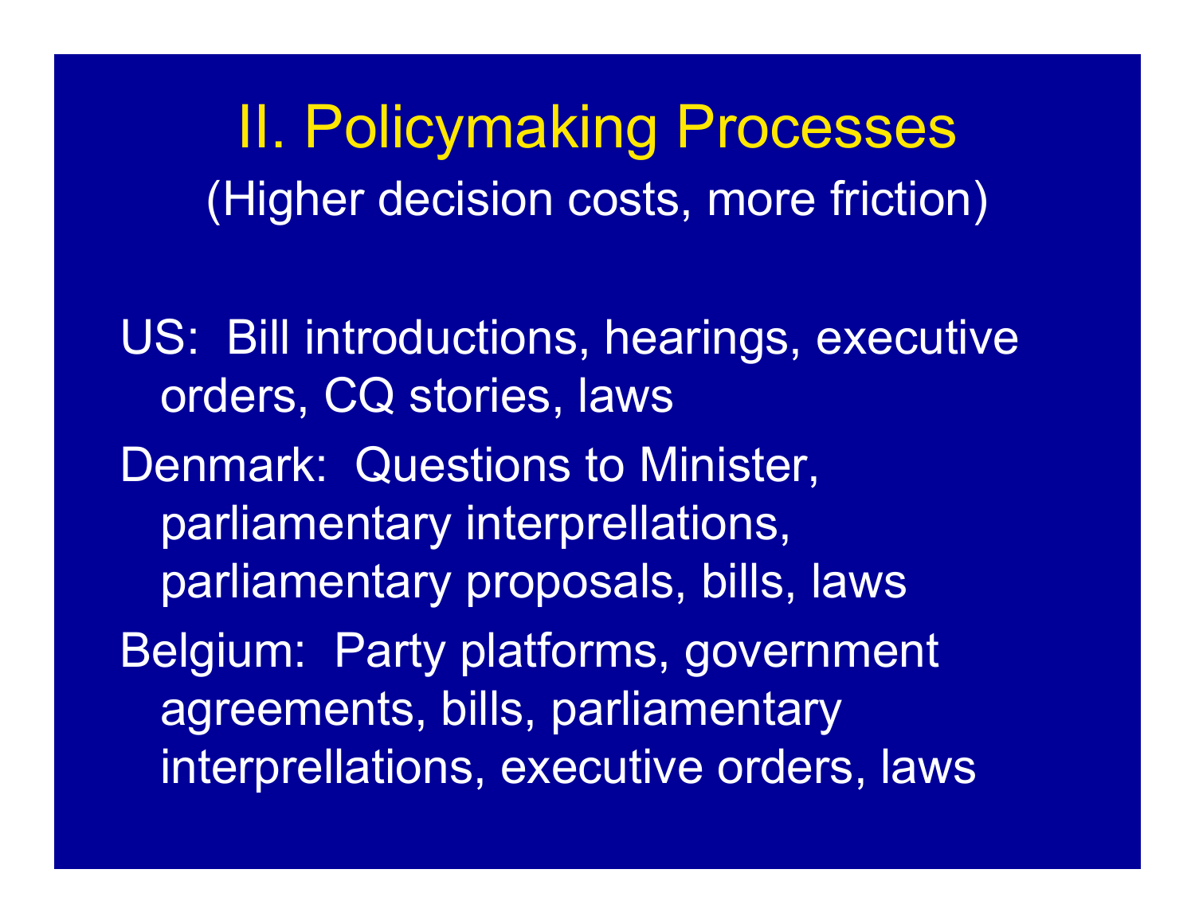# II. Policymaking Processes

(Higher decision costs, more friction)

US: Bill introductions, hearings, executive orders, CQ stories, laws

Denmark: Questions to Minister, parliamentary interprellations, parliamentary proposals, bills, laws

Belgium: Party platforms, government agreements, bills, parliamentary interprellations, executive orders, laws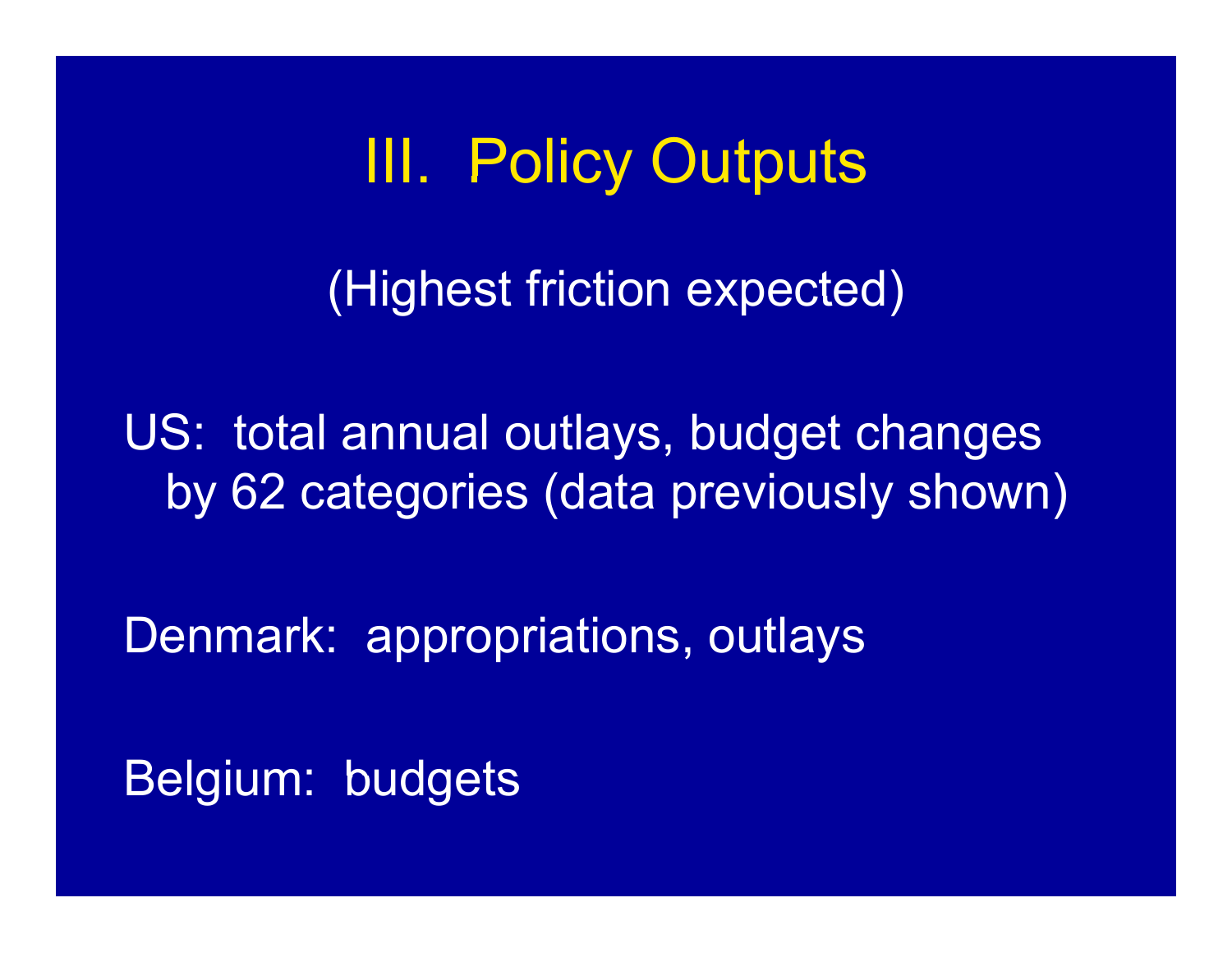# III. Policy Outputs

(Highest friction expected)

US: total annual outlays, budget changes by 62 categories (data previously shown)

Denmark: appropriations, outlays

Belgium: budgets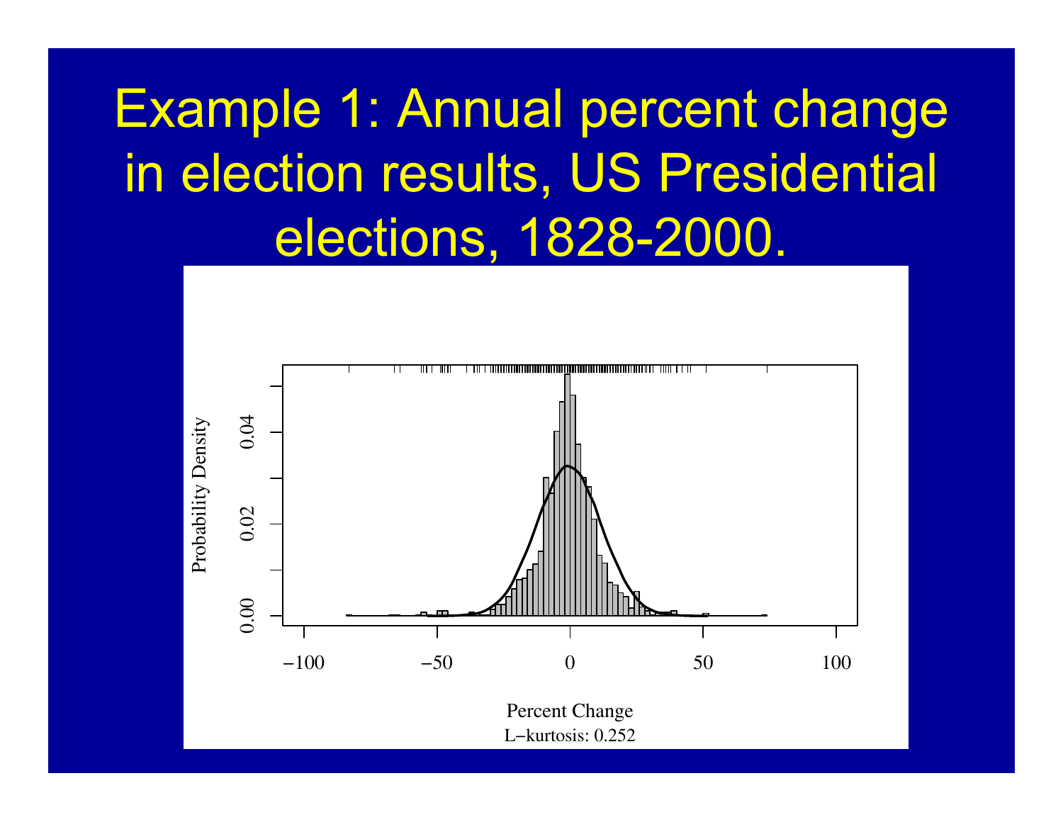# Example 1: Annual percent change in election results, US Presidential elections, 1828-2000.

Probability Density

Percent Change

L−kurtosis: 0.252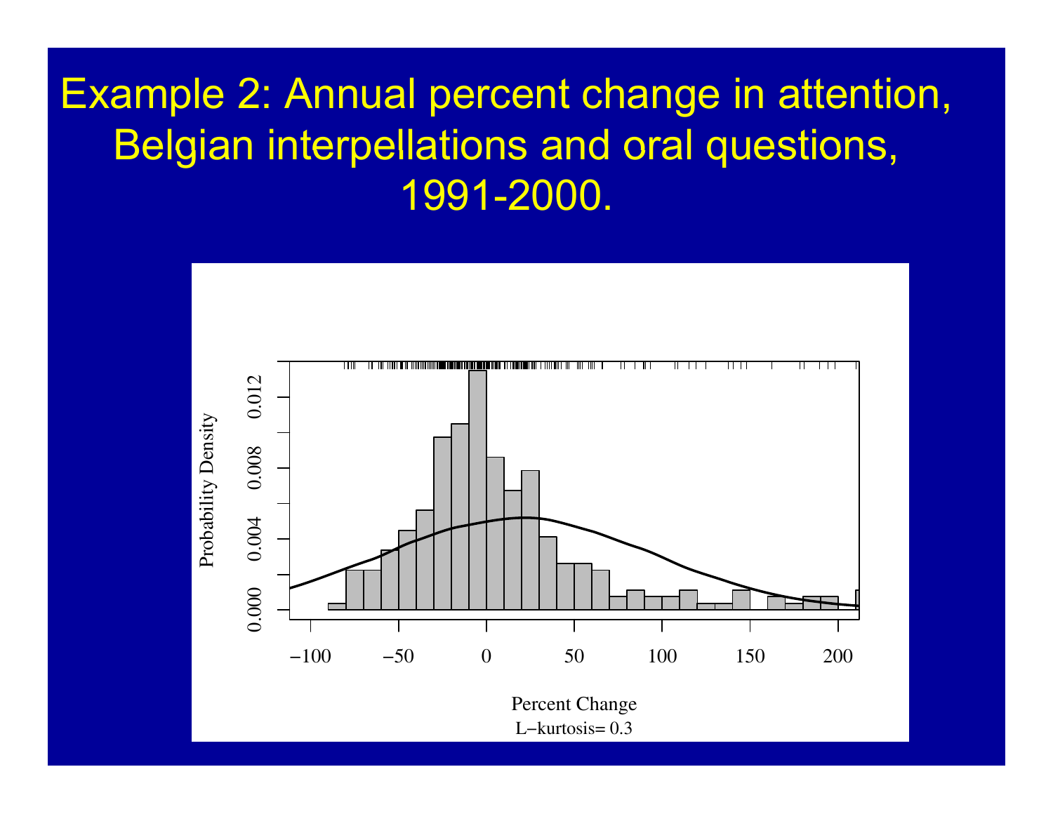# Example 2: Annual percent change in attention, Belgian interpellations and oral questions, 1991-2000.

Probability Density

Percent Change

L−kurtosis= 0.3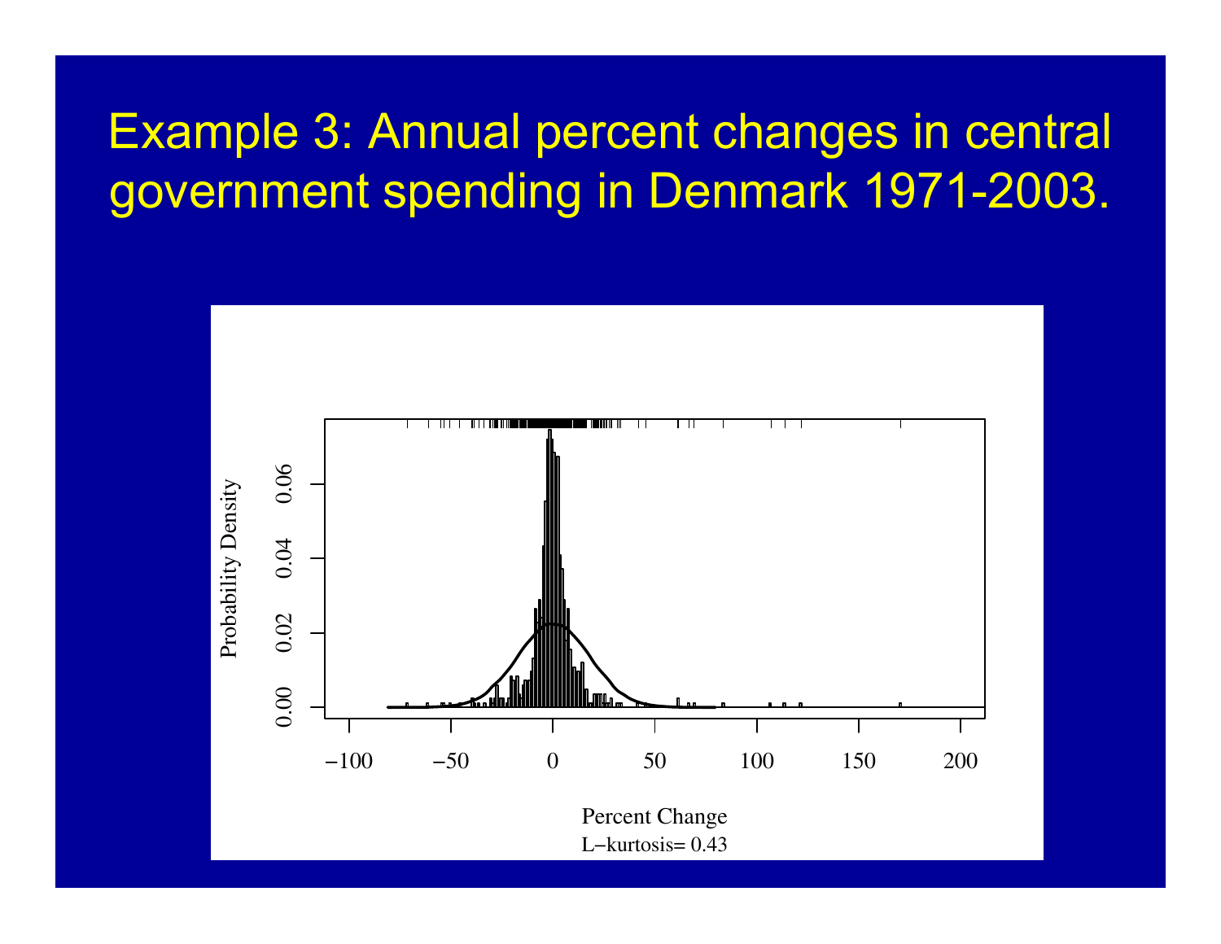# Example 3: Annual percent changes in central government spending in Denmark 1971-2003.

Probability Density

Percent Change

L−kurtosis= 0.43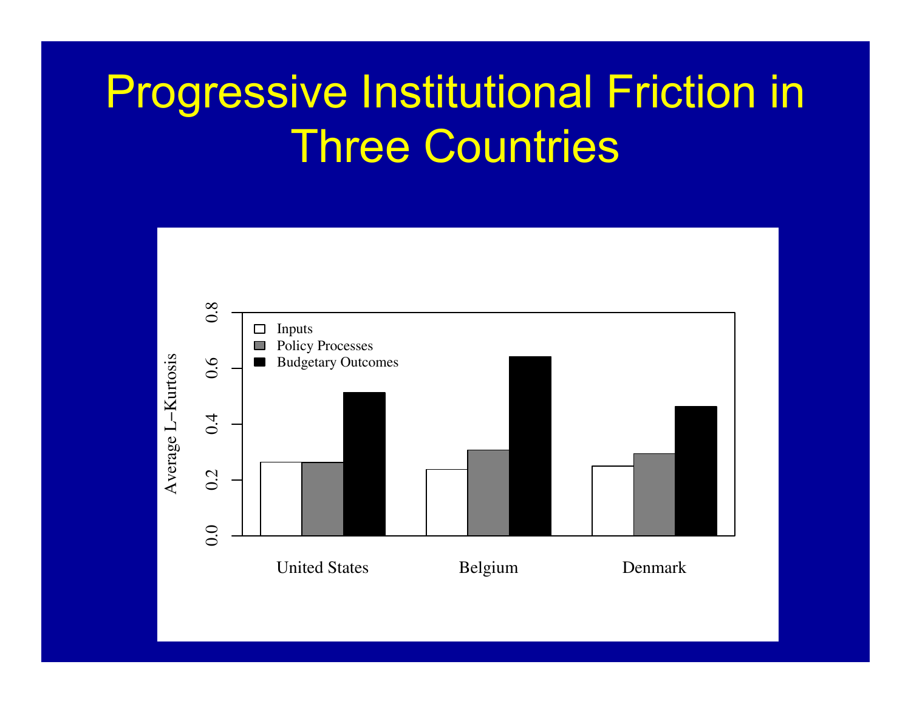# Progressive Institutional Friction in Three Countries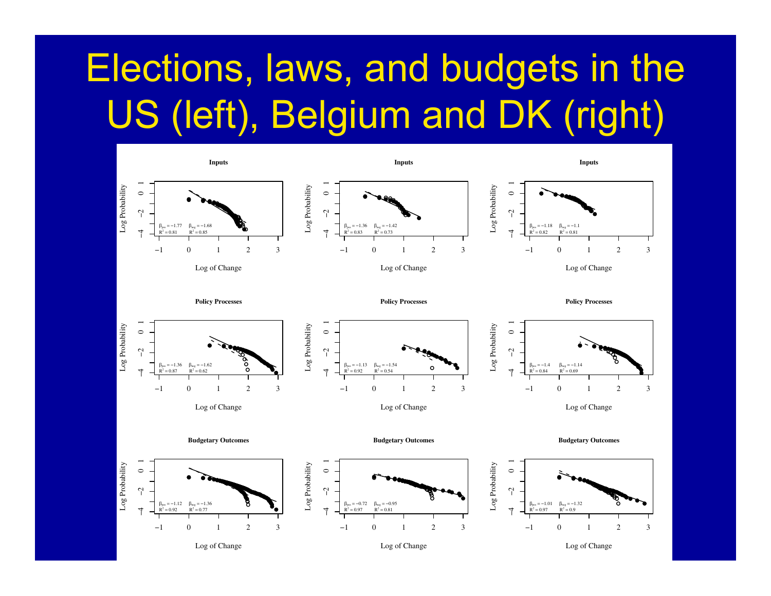# Elections, laws, and budgets in the US (left), Belgium and DK (right)

**Inputs**

| | $\beta_{pos}$ | $R^2$ (pos) | $\beta_{neg}$ | $R^2$ (neg) |
|---|---|---|---|---|
| US | −1.77 | 0.81 | −1.68 | 0.85 |
| Belgium | −1.36 | 0.83 | −1.42 | 0.73 |
| DK | −1.18 | 0.82 | −1.1 | 0.81 |

**Policy Processes**

| | $\beta_{pos}$ | $R^2$ (pos) | $\beta_{neg}$ | $R^2$ (neg) |
|---|---|---|---|---|
| US | −1.36 | 0.87 | −1.62 | 0.62 |
| Belgium | −1.13 | 0.92 | −1.54 | 0.54 |
| DK | −1.4 | 0.84 | −1.14 | 0.69 |

**Budgetary Outcomes**

| | $\beta_{pos}$ | $R^2$ (pos) | $\beta_{neg}$ | $R^2$ (neg) |
|---|---|---|---|---|
| US | −1.12 | 0.92 | −1.36 | 0.77 |
| Belgium | −0.72 | 0.97 | −0.95 | 0.81 |
| DK | −1.01 | 0.97 | −1.32 | 0.9 |

Axes: Log Probability (y) vs. Log of Change (x)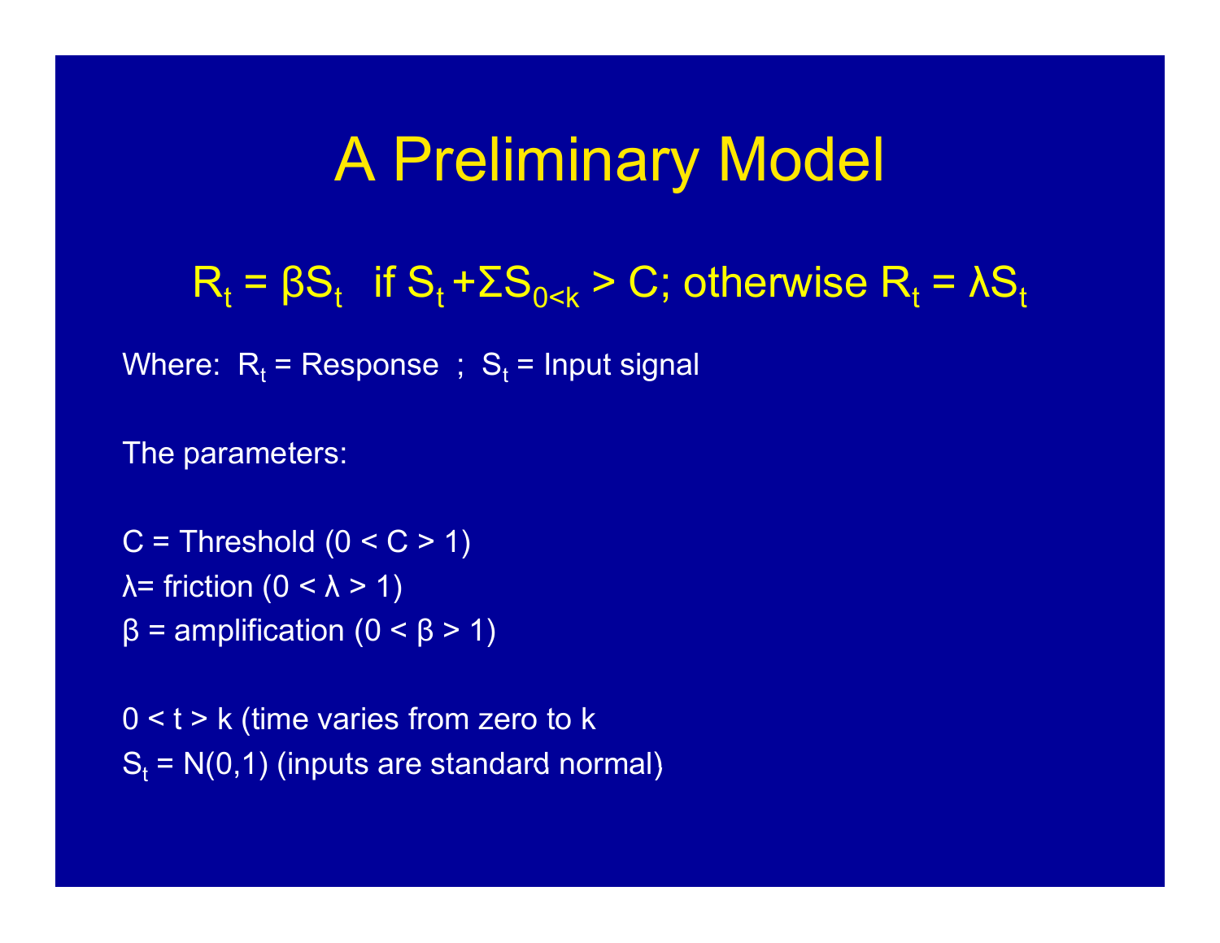# A Preliminary Model

$$R_t = \beta S_t \quad \text{if } S_t + \Sigma S_{0<k} > C; \text{ otherwise } R_t = \lambda S_t$$

Where: $R_t$ = Response ; $S_t$ = Input signal

The parameters:

C = Threshold ($0 < C > 1$)
$\lambda$= friction ($0 < \lambda > 1$)
$\beta$ = amplification ($0 < \beta > 1$)

$0 < t > k$ (time varies from zero to k
$S_t = N(0,1)$ (inputs are standard normal)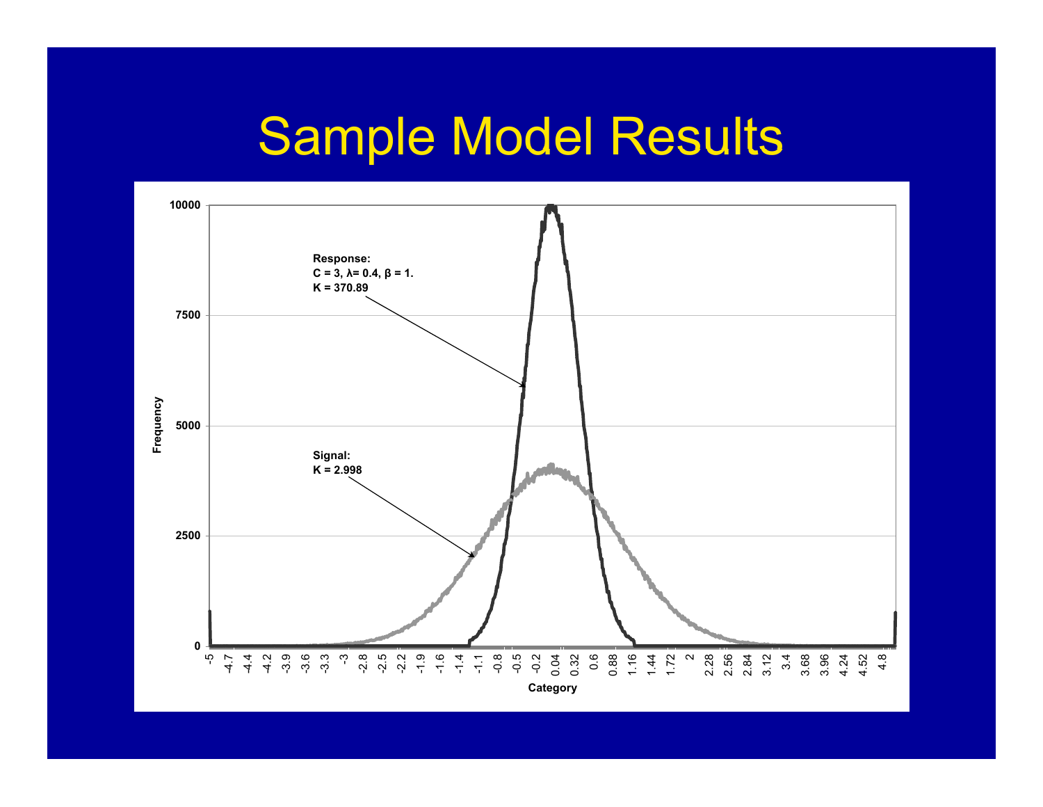# Sample Model Results

Response:
$C = 3$, $\lambda = 0.4$, $\beta = 1$.
$K = 370.89$

Signal:
$K = 2.998$

Frequency

Category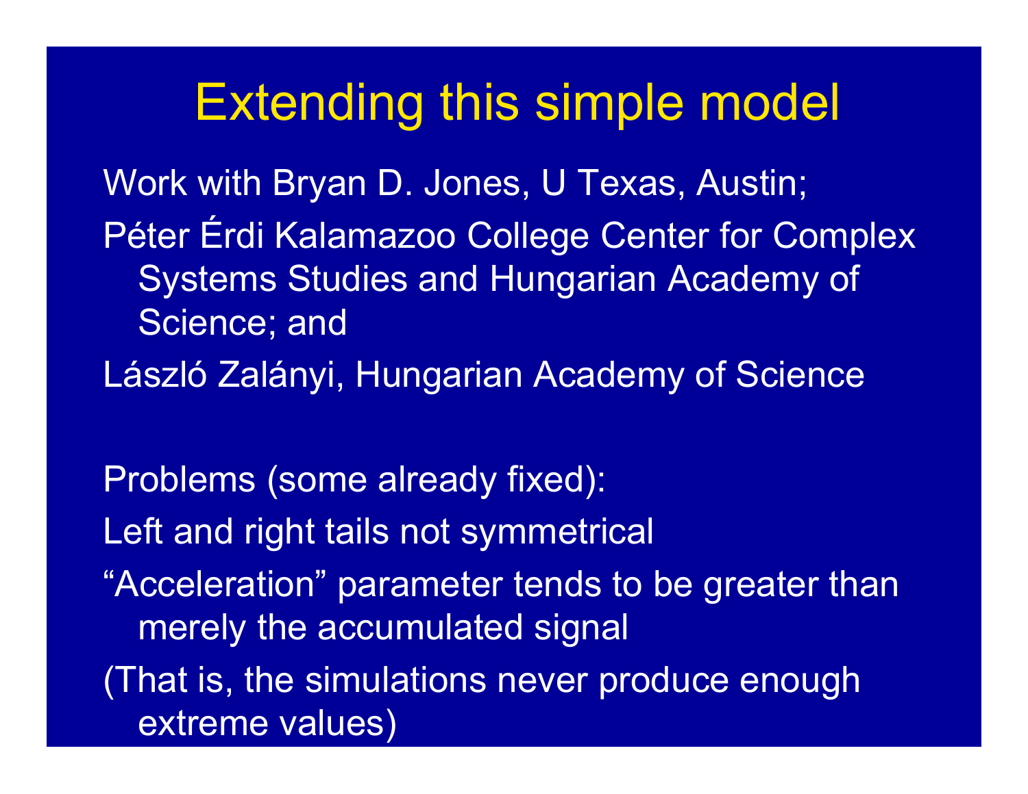# Extending this simple model

Work with Bryan D. Jones, U Texas, Austin;

Péter Érdi Kalamazoo College Center for Complex Systems Studies and Hungarian Academy of Science; and

László Zalányi, Hungarian Academy of Science

Problems (some already fixed):

Left and right tails not symmetrical

"Acceleration" parameter tends to be greater than merely the accumulated signal

(That is, the simulations never produce enough extreme values)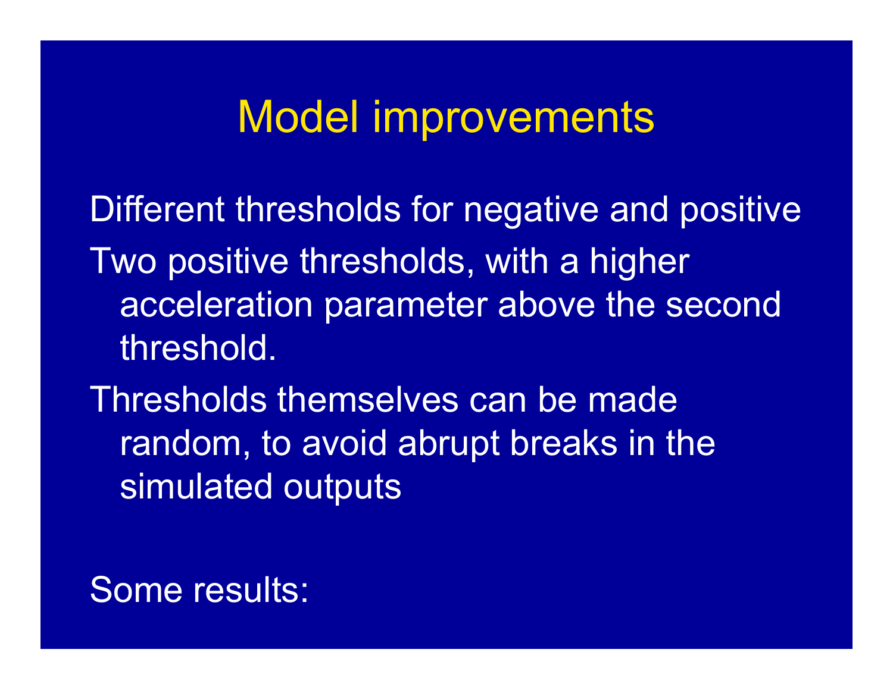# Model improvements

Different thresholds for negative and positive

Two positive thresholds, with a higher acceleration parameter above the second threshold.

Thresholds themselves can be made random, to avoid abrupt breaks in the simulated outputs

Some results: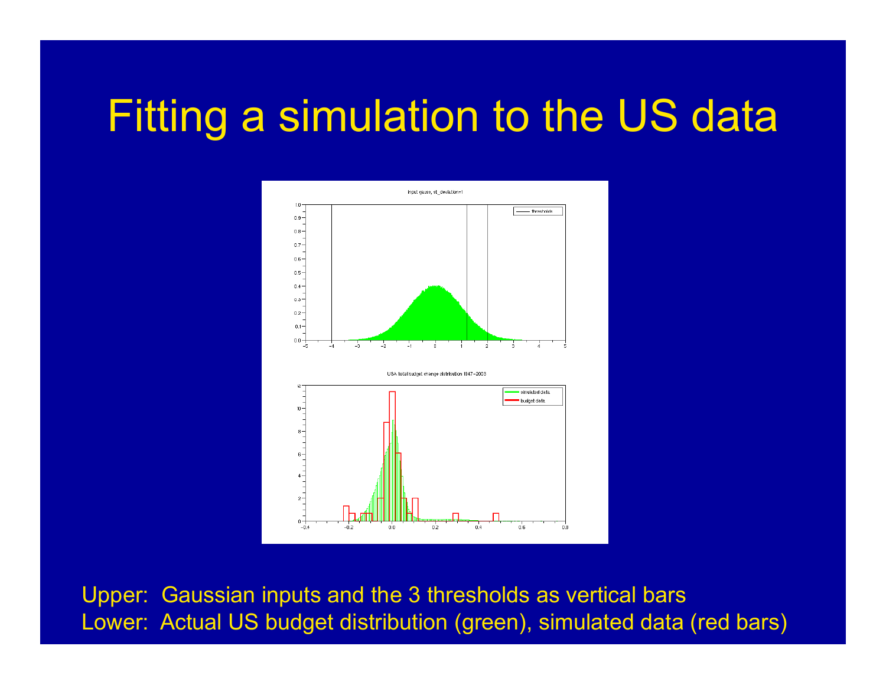# Fitting a simulation to the US data

Upper: Gaussian inputs and the 3 thresholds as vertical bars

Lower: Actual US budget distribution (green), simulated data (red bars)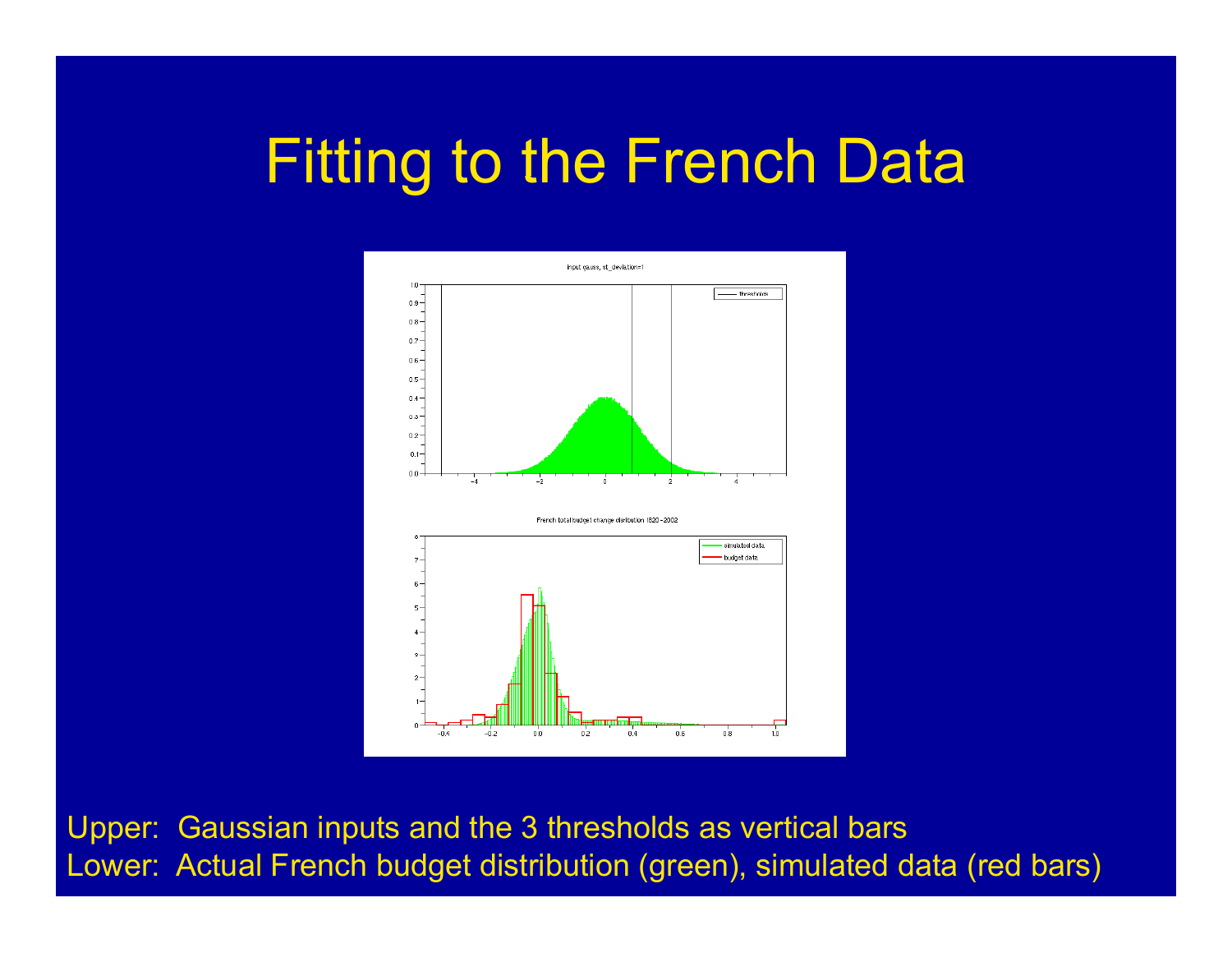# Fitting to the French Data

Upper: Gaussian inputs and the 3 thresholds as vertical bars

Lower: Actual French budget distribution (green), simulated data (red bars)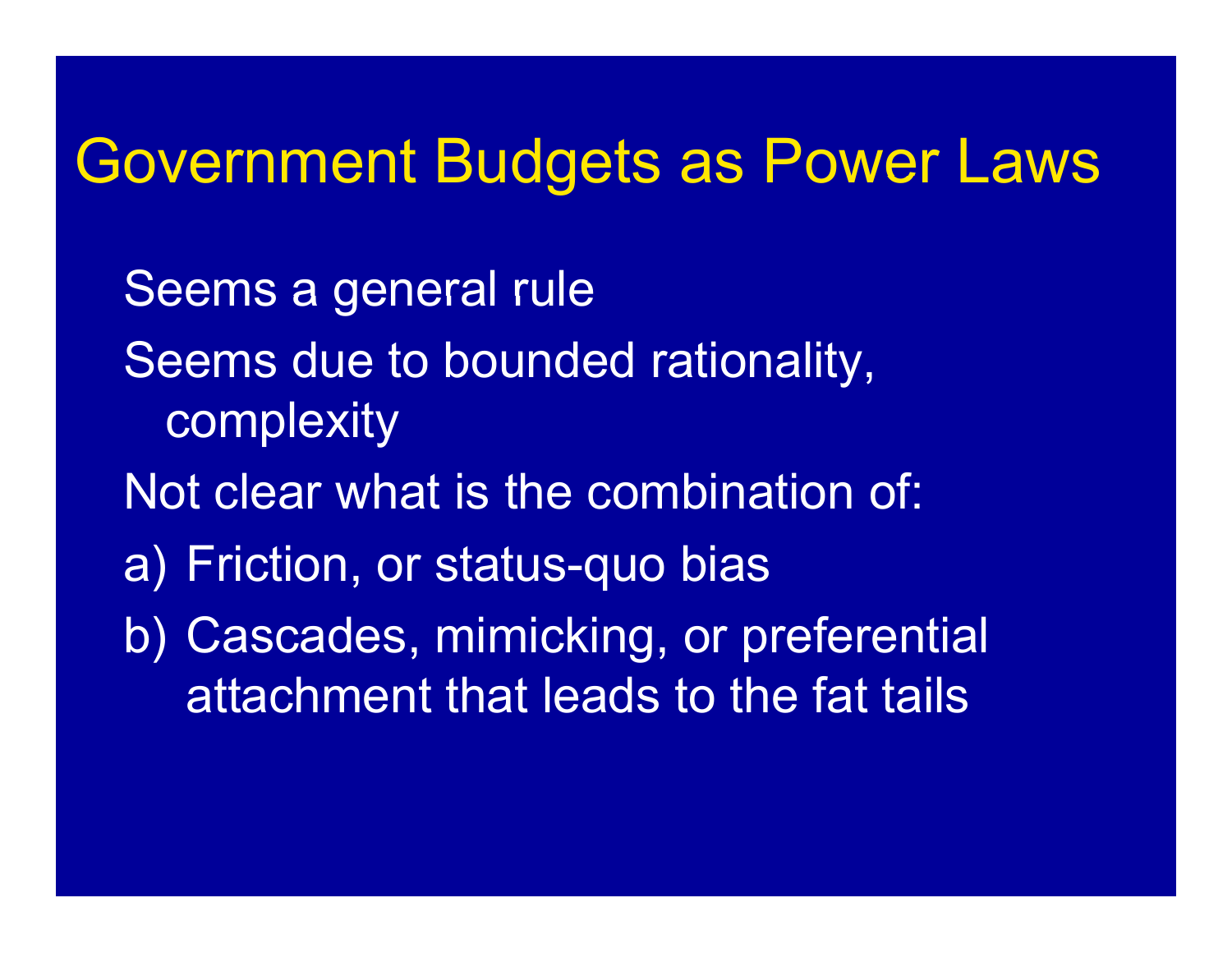# Government Budgets as Power Laws

Seems a general rule

Seems due to bounded rationality, complexity

Not clear what is the combination of:

a) Friction, or status-quo bias

b) Cascades, mimicking, or preferential attachment that leads to the fat tails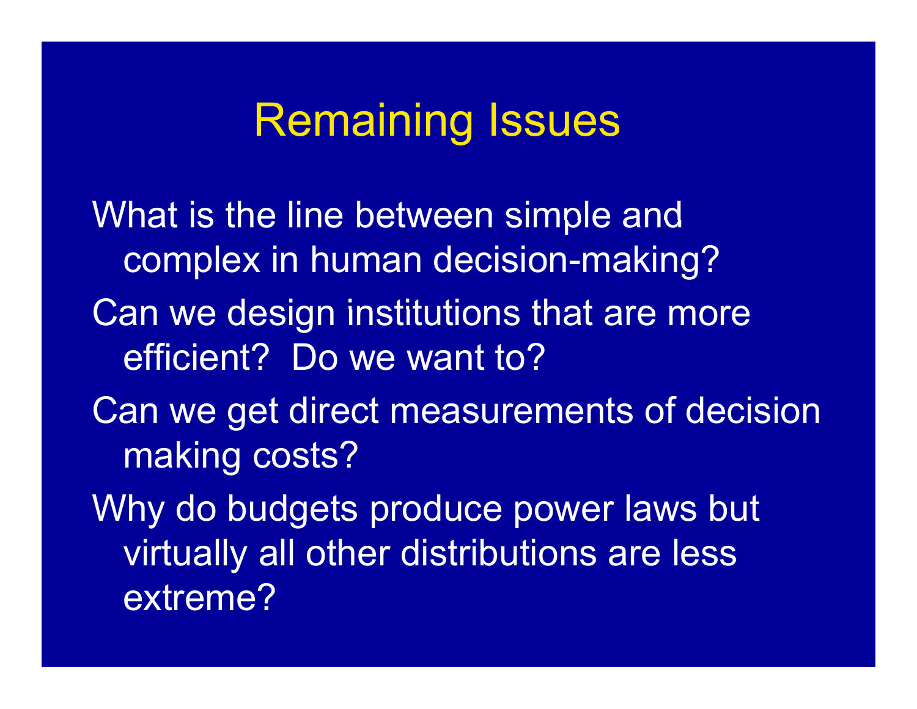# Remaining Issues

- What is the line between simple and complex in human decision-making?
- Can we design institutions that are more efficient? Do we want to?
- Can we get direct measurements of decision making costs?
- Why do budgets produce power laws but virtually all other distributions are less extreme?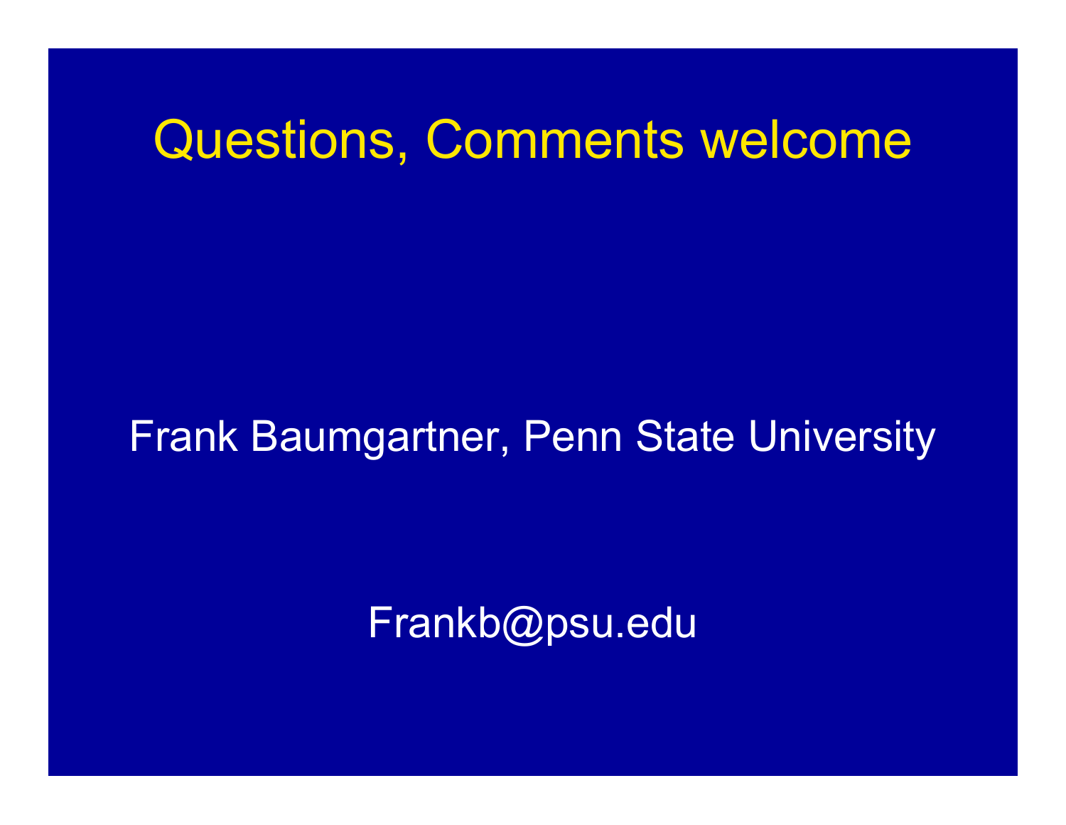# Questions, Comments welcome

Frank Baumgartner, Penn State University

Frankb@psu.edu